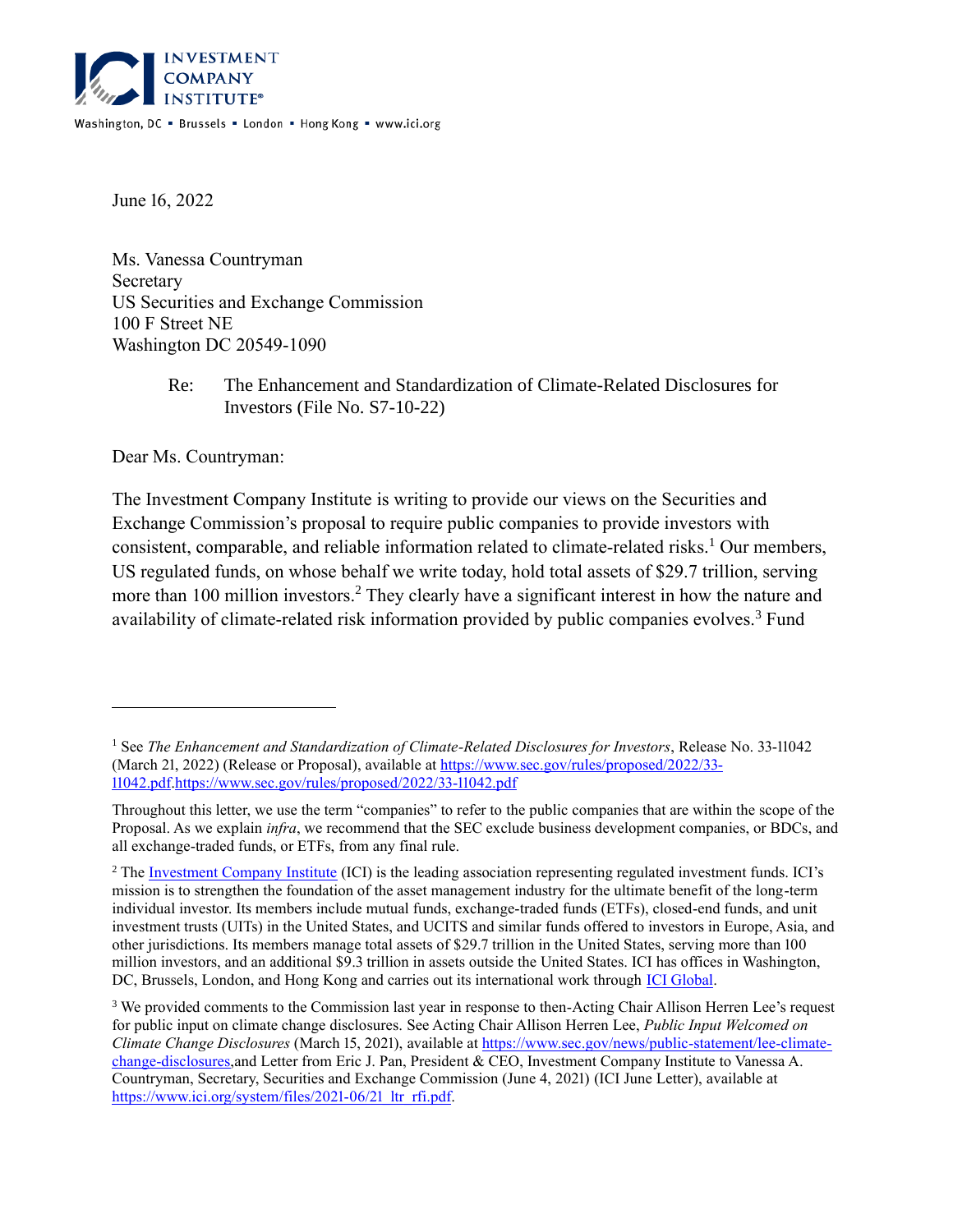INVESTMENT COMPANY INSTITUTE®

Washington, DC ▪ Brussels ▪ London ▪ Hong Kong ▪ www.ici.org

June 16, 2022

Ms. Vanessa Countryman
Secretary
US Securities and Exchange Commission
100 F Street NE
Washington DC 20549-1090

Re: The Enhancement and Standardization of Climate-Related Disclosures for Investors (File No. S7-10-22)

Dear Ms. Countryman:

The Investment Company Institute is writing to provide our views on the Securities and Exchange Commission's proposal to require public companies to provide investors with consistent, comparable, and reliable information related to climate-related risks.[1] Our members, US regulated funds, on whose behalf we write today, hold total assets of $29.7 trillion, serving more than 100 million investors.[2] They clearly have a significant interest in how the nature and availability of climate-related risk information provided by public companies evolves.[3] Fund

---

[1] See *The Enhancement and Standardization of Climate-Related Disclosures for Investors*, Release No. 33-11042 (March 21, 2022) (Release or Proposal), available at https://www.sec.gov/rules/proposed/2022/33-11042.pdf.https://www.sec.gov/rules/proposed/2022/33-11042.pdf

Throughout this letter, we use the term "companies" to refer to the public companies that are within the scope of the Proposal. As we explain *infra*, we recommend that the SEC exclude business development companies, or BDCs, and all exchange-traded funds, or ETFs, from any final rule.

[2] The Investment Company Institute (ICI) is the leading association representing regulated investment funds. ICI's mission is to strengthen the foundation of the asset management industry for the ultimate benefit of the long-term individual investor. Its members include mutual funds, exchange-traded funds (ETFs), closed-end funds, and unit investment trusts (UITs) in the United States, and UCITS and similar funds offered to investors in Europe, Asia, and other jurisdictions. Its members manage total assets of $29.7 trillion in the United States, serving more than 100 million investors, and an additional $9.3 trillion in assets outside the United States. ICI has offices in Washington, DC, Brussels, London, and Hong Kong and carries out its international work through ICI Global.

[3] We provided comments to the Commission last year in response to then-Acting Chair Allison Herren Lee's request for public input on climate change disclosures. See Acting Chair Allison Herren Lee, *Public Input Welcomed on Climate Change Disclosures* (March 15, 2021), available at https://www.sec.gov/news/public-statement/lee-climate-change-disclosures,and Letter from Eric J. Pan, President & CEO, Investment Company Institute to Vanessa A. Countryman, Secretary, Securities and Exchange Commission (June 4, 2021) (ICI June Letter), available at https://www.ici.org/system/files/2021-06/21_ltr_rfi.pdf.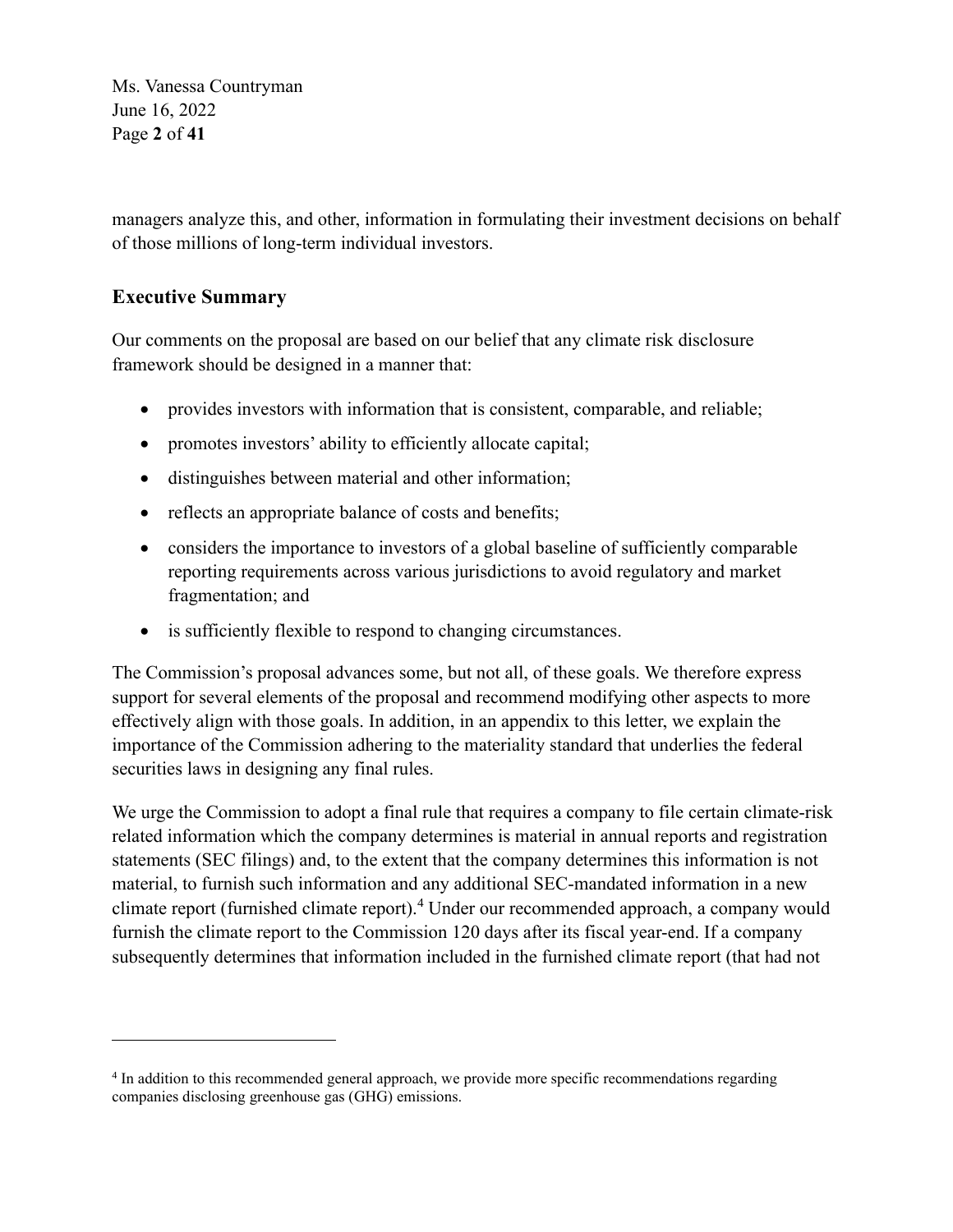managers analyze this, and other, information in formulating their investment decisions on behalf of those millions of long-term individual investors.

## Executive Summary

Our comments on the proposal are based on our belief that any climate risk disclosure framework should be designed in a manner that:

- provides investors with information that is consistent, comparable, and reliable;
- promotes investors' ability to efficiently allocate capital;
- distinguishes between material and other information;
- reflects an appropriate balance of costs and benefits;
- considers the importance to investors of a global baseline of sufficiently comparable reporting requirements across various jurisdictions to avoid regulatory and market fragmentation; and
- is sufficiently flexible to respond to changing circumstances.

The Commission's proposal advances some, but not all, of these goals. We therefore express support for several elements of the proposal and recommend modifying other aspects to more effectively align with those goals. In addition, in an appendix to this letter, we explain the importance of the Commission adhering to the materiality standard that underlies the federal securities laws in designing any final rules.

We urge the Commission to adopt a final rule that requires a company to file certain climate-risk related information which the company determines is material in annual reports and registration statements (SEC filings) and, to the extent that the company determines this information is not material, to furnish such information and any additional SEC-mandated information in a new climate report (furnished climate report).[4] Under our recommended approach, a company would furnish the climate report to the Commission 120 days after its fiscal year-end. If a company subsequently determines that information included in the furnished climate report (that had not

---

[4] In addition to this recommended general approach, we provide more specific recommendations regarding companies disclosing greenhouse gas (GHG) emissions.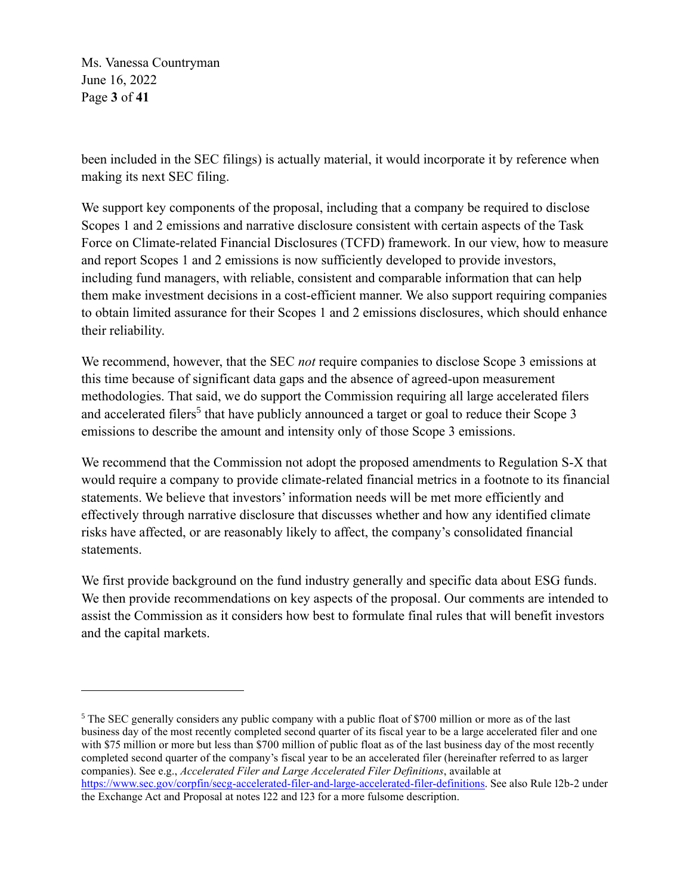been included in the SEC filings) is actually material, it would incorporate it by reference when making its next SEC filing.

We support key components of the proposal, including that a company be required to disclose Scopes 1 and 2 emissions and narrative disclosure consistent with certain aspects of the Task Force on Climate-related Financial Disclosures (TCFD) framework. In our view, how to measure and report Scopes 1 and 2 emissions is now sufficiently developed to provide investors, including fund managers, with reliable, consistent and comparable information that can help them make investment decisions in a cost-efficient manner. We also support requiring companies to obtain limited assurance for their Scopes 1 and 2 emissions disclosures, which should enhance their reliability.

We recommend, however, that the SEC *not* require companies to disclose Scope 3 emissions at this time because of significant data gaps and the absence of agreed-upon measurement methodologies. That said, we do support the Commission requiring all large accelerated filers and accelerated filers[5] that have publicly announced a target or goal to reduce their Scope 3 emissions to describe the amount and intensity only of those Scope 3 emissions.

We recommend that the Commission not adopt the proposed amendments to Regulation S-X that would require a company to provide climate-related financial metrics in a footnote to its financial statements. We believe that investors' information needs will be met more efficiently and effectively through narrative disclosure that discusses whether and how any identified climate risks have affected, or are reasonably likely to affect, the company's consolidated financial statements.

We first provide background on the fund industry generally and specific data about ESG funds. We then provide recommendations on key aspects of the proposal. Our comments are intended to assist the Commission as it considers how best to formulate final rules that will benefit investors and the capital markets.

---

[5] The SEC generally considers any public company with a public float of $700 million or more as of the last business day of the most recently completed second quarter of its fiscal year to be a large accelerated filer and one with $75 million or more but less than $700 million of public float as of the last business day of the most recently completed second quarter of the company's fiscal year to be an accelerated filer (hereinafter referred to as larger companies). See e.g., *Accelerated Filer and Large Accelerated Filer Definitions*, available at https://www.sec.gov/corpfin/secg-accelerated-filer-and-large-accelerated-filer-definitions. See also Rule 12b-2 under the Exchange Act and Proposal at notes 122 and 123 for a more fulsome description.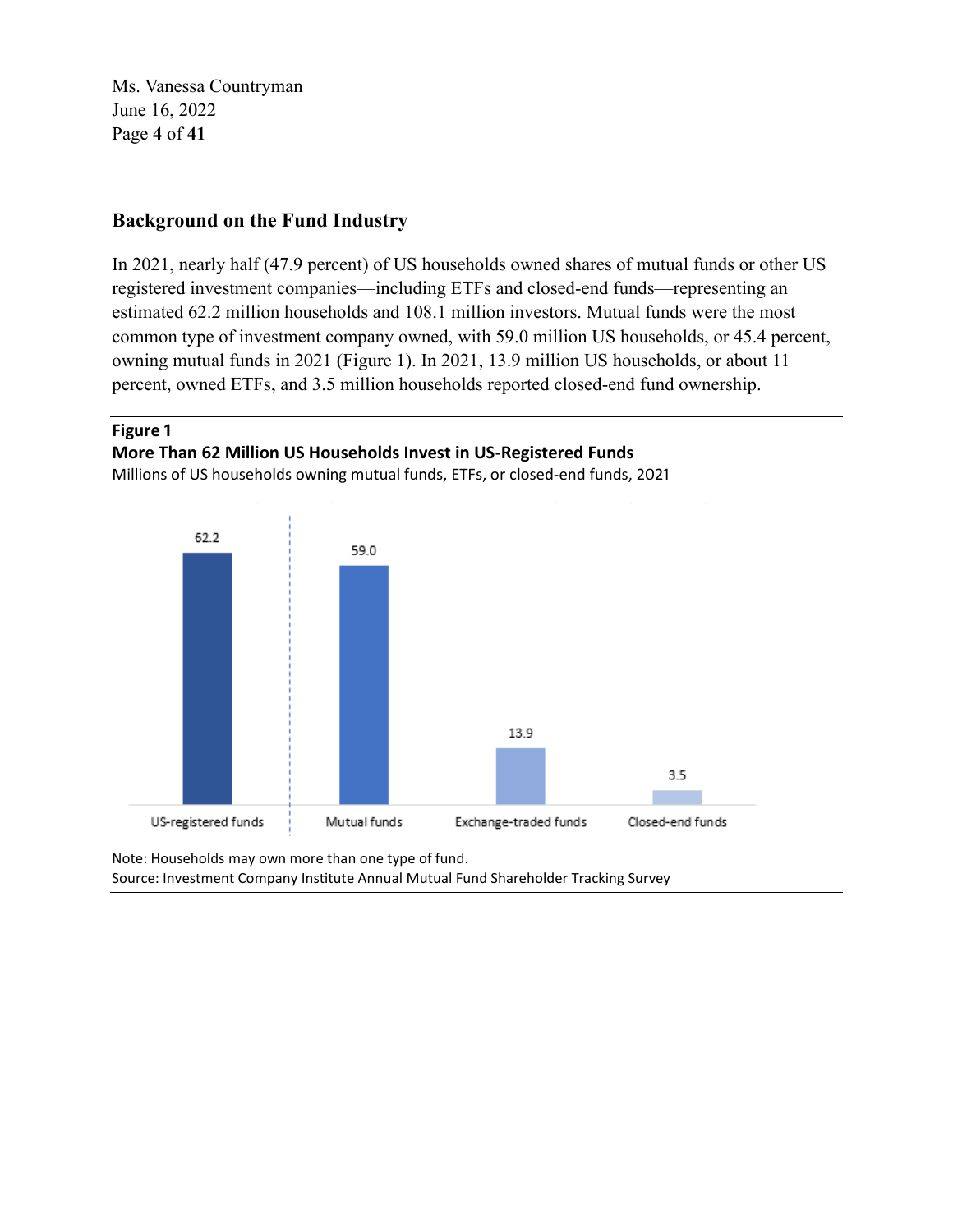## Background on the Fund Industry

In 2021, nearly half (47.9 percent) of US households owned shares of mutual funds or other US registered investment companies—including ETFs and closed-end funds—representing an estimated 62.2 million households and 108.1 million investors. Mutual funds were the most common type of investment company owned, with 59.0 million US households, or 45.4 percent, owning mutual funds in 2021 (Figure 1). In 2021, 13.9 million US households, or about 11 percent, owned ETFs, and 3.5 million households reported closed-end fund ownership.

**Figure 1**

**More Than 62 Million US Households Invest in US-Registered Funds**

Millions of US households owning mutual funds, ETFs, or closed-end funds, 2021

| US-registered funds | Mutual funds | Exchange-traded funds | Closed-end funds |
|---|---|---|---|
| 62.2 | 59.0 | 13.9 | 3.5 |

Note: Households may own more than one type of fund.

Source: Investment Company Institute Annual Mutual Fund Shareholder Tracking Survey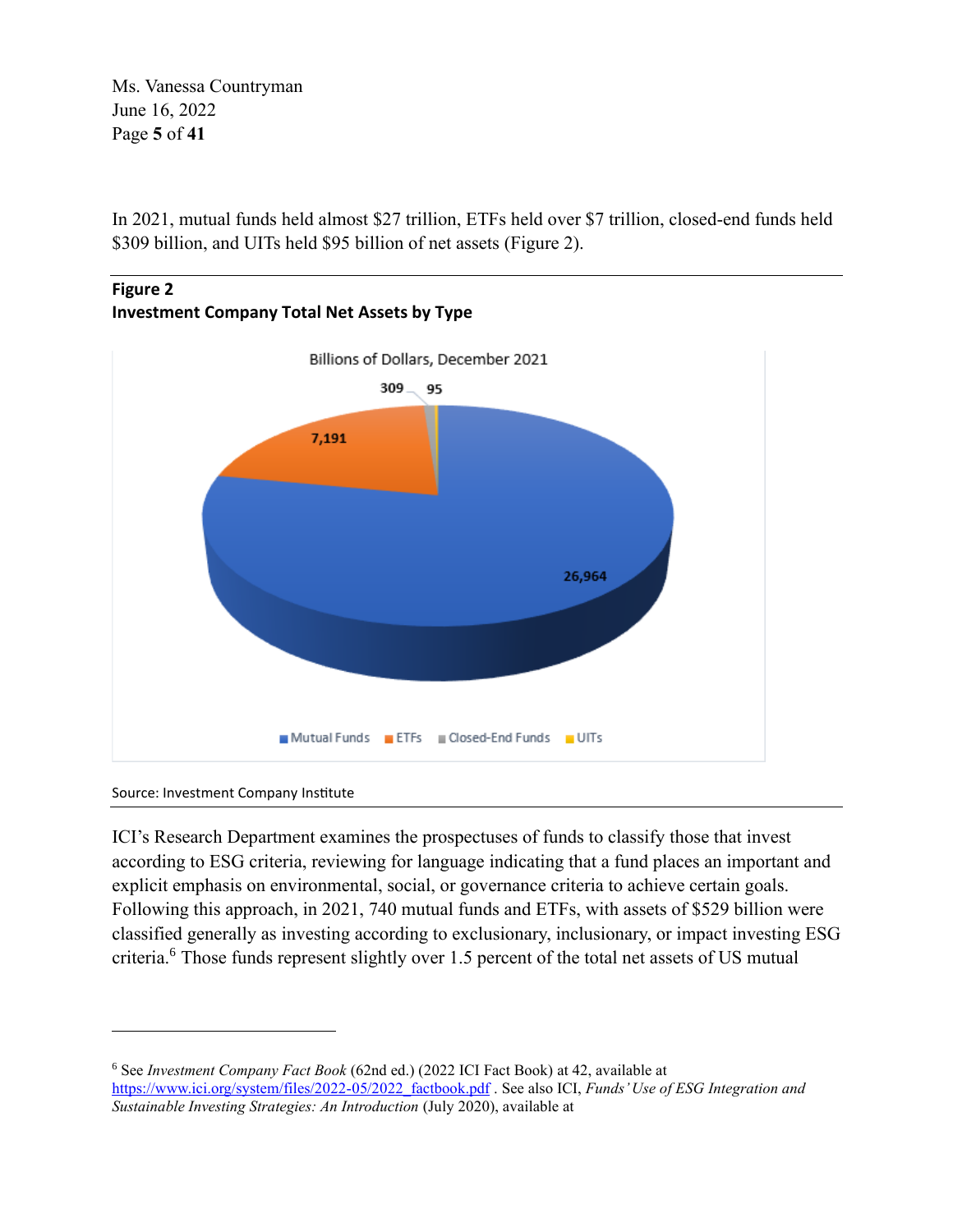In 2021, mutual funds held almost \$27 trillion, ETFs held over \$7 trillion, closed-end funds held \$309 billion, and UITs held \$95 billion of net assets (Figure 2).

**Figure 2**
**Investment Company Total Net Assets by Type**

Billions of Dollars, December 2021

| Type | Net Assets |
| --- | --- |
| Mutual Funds | 26,964 |
| ETFs | 7,191 |
| Closed-End Funds | 309 |
| UITs | 95 |

Source: Investment Company Institute

ICI's Research Department examines the prospectuses of funds to classify those that invest according to ESG criteria, reviewing for language indicating that a fund places an important and explicit emphasis on environmental, social, or governance criteria to achieve certain goals. Following this approach, in 2021, 740 mutual funds and ETFs, with assets of \$529 billion were classified generally as investing according to exclusionary, inclusionary, or impact investing ESG criteria.[6] Those funds represent slightly over 1.5 percent of the total net assets of US mutual

---

[6] See *Investment Company Fact Book* (62nd ed.) (2022 ICI Fact Book) at 42, available at https://www.ici.org/system/files/2022-05/2022_factbook.pdf . See also ICI, *Funds' Use of ESG Integration and Sustainable Investing Strategies: An Introduction* (July 2020), available at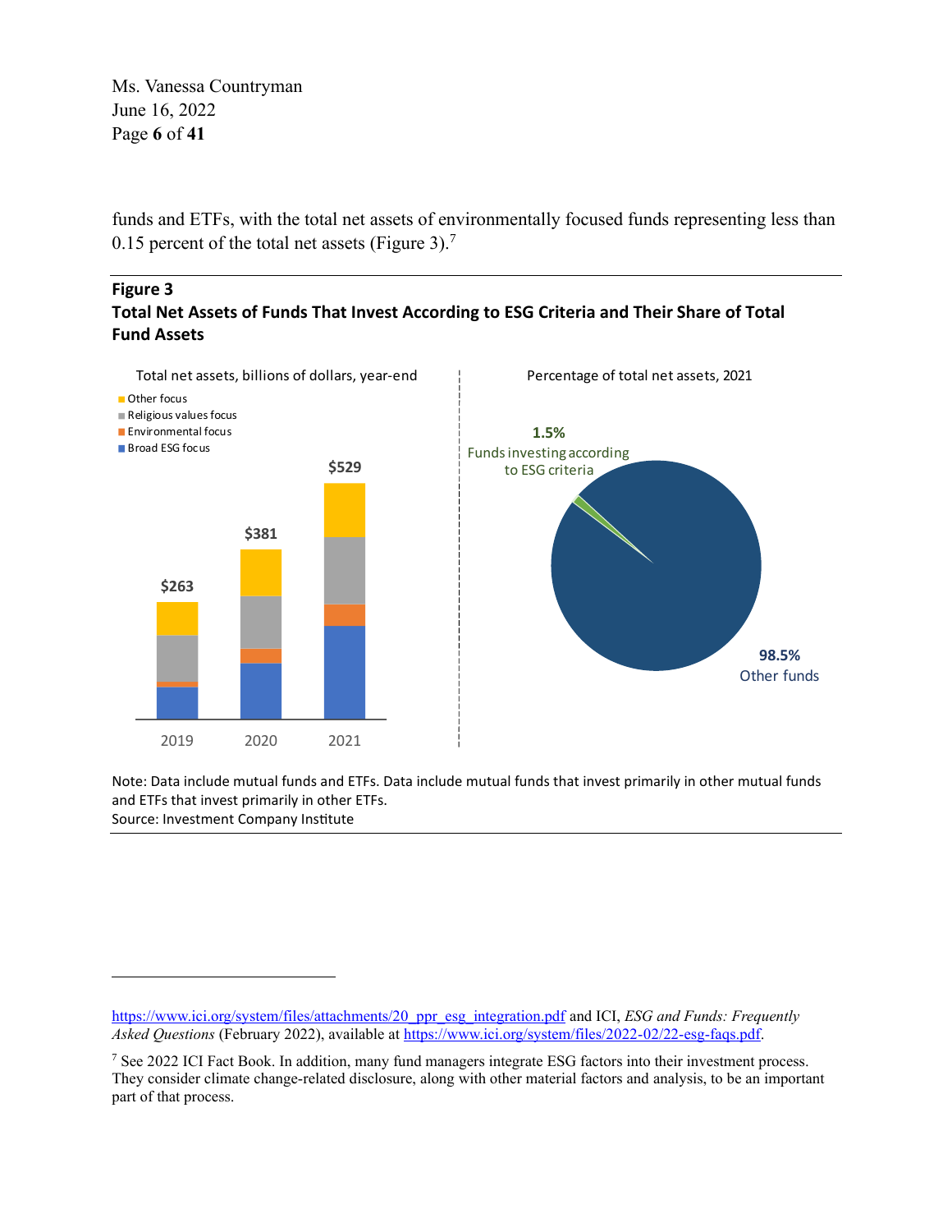funds and ETFs, with the total net assets of environmentally focused funds representing less than 0.15 percent of the total net assets (Figure 3).[7]

**Figure 3**
**Total Net Assets of Funds That Invest According to ESG Criteria and Their Share of Total Fund Assets**

Total net assets, billions of dollars, year-end

- Other focus
- Religious values focus
- Environmental focus
- Broad ESG focus

| Year | Total |
|---|---|
| 2019 | $263 |
| 2020 | $381 |
| 2021 | $529 |

Percentage of total net assets, 2021

- 1.5% Funds investing according to ESG criteria
- 98.5% Other funds

Note: Data include mutual funds and ETFs. Data include mutual funds that invest primarily in other mutual funds and ETFs that invest primarily in other ETFs.
Source: Investment Company Institute

---

https://www.ici.org/system/files/attachments/20_ppr_esg_integration.pdf and ICI, *ESG and Funds: Frequently Asked Questions* (February 2022), available at https://www.ici.org/system/files/2022-02/22-esg-faqs.pdf.

[7] See 2022 ICI Fact Book. In addition, many fund managers integrate ESG factors into their investment process. They consider climate change-related disclosure, along with other material factors and analysis, to be an important part of that process.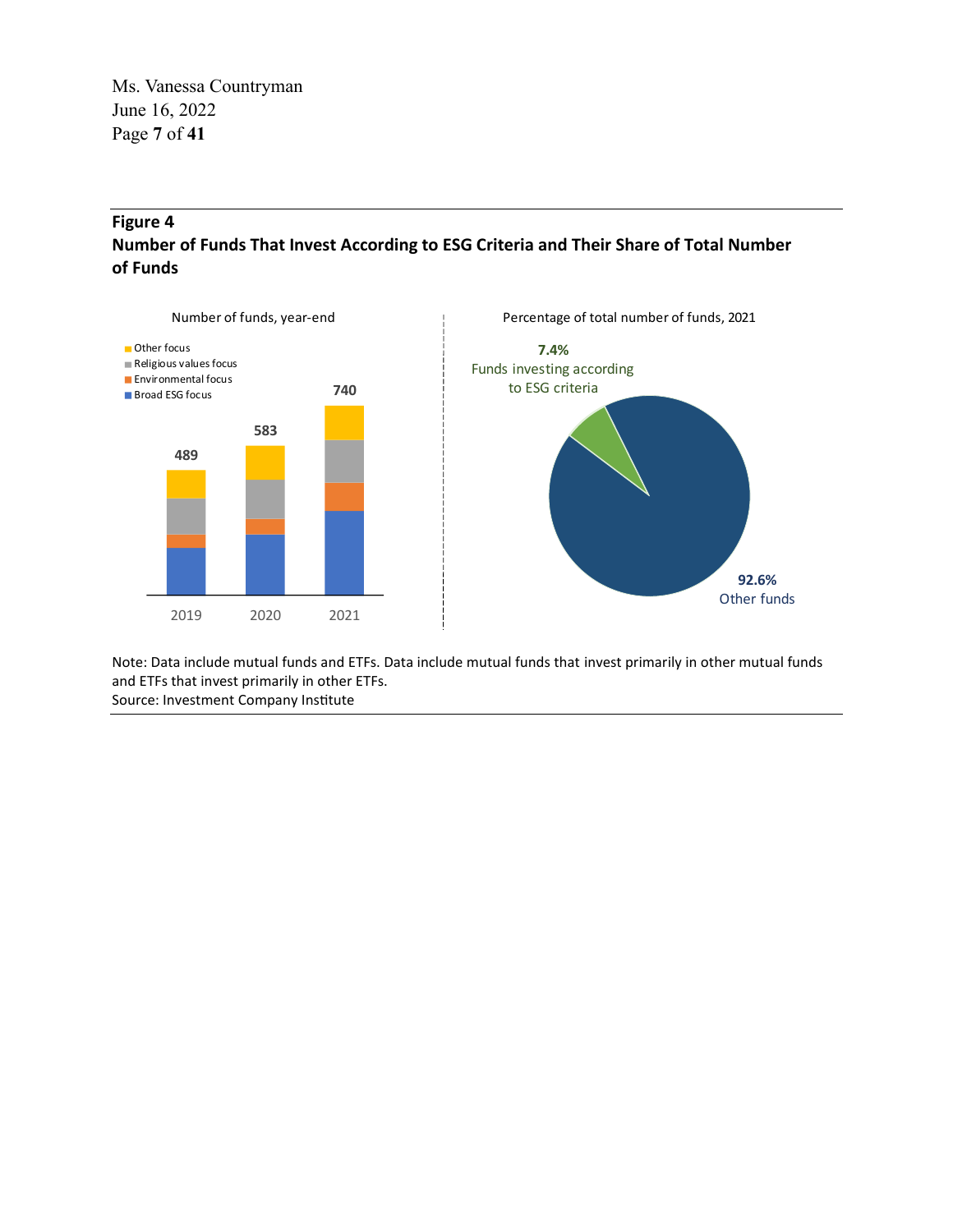## Figure 4

**Number of Funds That Invest According to ESG Criteria and Their Share of Total Number of Funds**

Number of funds, year-end

- Other focus
- Religious values focus
- Environmental focus
- Broad ESG focus

| Year | Total |
|---|---|
| 2019 | 489 |
| 2020 | 583 |
| 2021 | 740 |

Percentage of total number of funds, 2021

- 7.4% Funds investing according to ESG criteria
- 92.6% Other funds

Note: Data include mutual funds and ETFs. Data include mutual funds that invest primarily in other mutual funds and ETFs that invest primarily in other ETFs.
Source: Investment Company Institute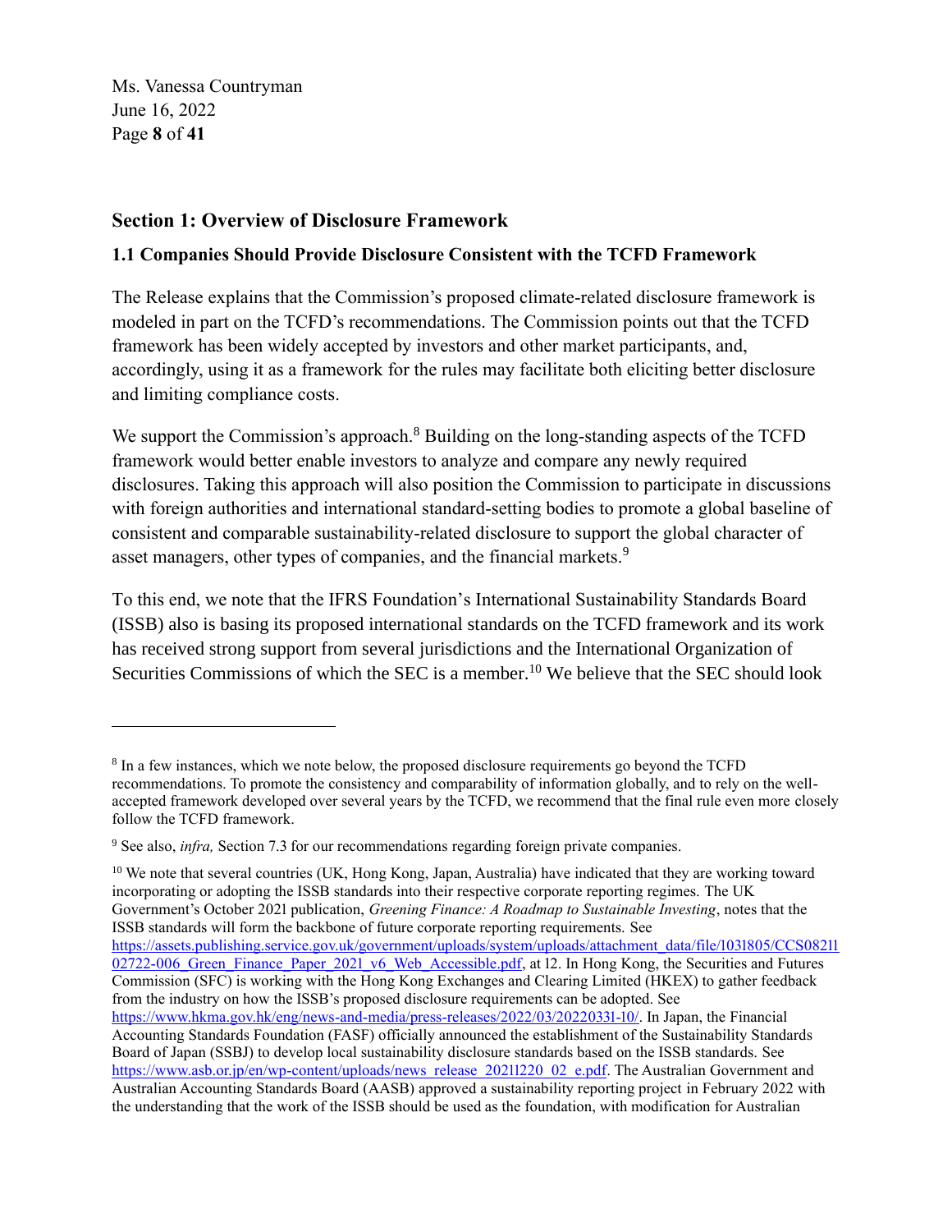## Section 1: Overview of Disclosure Framework

### 1.1 Companies Should Provide Disclosure Consistent with the TCFD Framework

The Release explains that the Commission's proposed climate-related disclosure framework is modeled in part on the TCFD's recommendations. The Commission points out that the TCFD framework has been widely accepted by investors and other market participants, and, accordingly, using it as a framework for the rules may facilitate both eliciting better disclosure and limiting compliance costs.

We support the Commission's approach.[8] Building on the long-standing aspects of the TCFD framework would better enable investors to analyze and compare any newly required disclosures. Taking this approach will also position the Commission to participate in discussions with foreign authorities and international standard-setting bodies to promote a global baseline of consistent and comparable sustainability-related disclosure to support the global character of asset managers, other types of companies, and the financial markets.[9]

To this end, we note that the IFRS Foundation's International Sustainability Standards Board (ISSB) also is basing its proposed international standards on the TCFD framework and its work has received strong support from several jurisdictions and the International Organization of Securities Commissions of which the SEC is a member.[10] We believe that the SEC should look

---

[8] In a few instances, which we note below, the proposed disclosure requirements go beyond the TCFD recommendations. To promote the consistency and comparability of information globally, and to rely on the well-accepted framework developed over several years by the TCFD, we recommend that the final rule even more closely follow the TCFD framework.

[9] See also, *infra,* Section 7.3 for our recommendations regarding foreign private companies.

[10] We note that several countries (UK, Hong Kong, Japan, Australia) have indicated that they are working toward incorporating or adopting the ISSB standards into their respective corporate reporting regimes. The UK Government's October 2021 publication, *Greening Finance: A Roadmap to Sustainable Investing*, notes that the ISSB standards will form the backbone of future corporate reporting requirements. See https://assets.publishing.service.gov.uk/government/uploads/system/uploads/attachment_data/file/1031805/CCS0821102722-006_Green_Finance_Paper_2021_v6_Web_Accessible.pdf, at 12. In Hong Kong, the Securities and Futures Commission (SFC) is working with the Hong Kong Exchanges and Clearing Limited (HKEX) to gather feedback from the industry on how the ISSB's proposed disclosure requirements can be adopted. See https://www.hkma.gov.hk/eng/news-and-media/press-releases/2022/03/20220331-10/. In Japan, the Financial Accounting Standards Foundation (FASF) officially announced the establishment of the Sustainability Standards Board of Japan (SSBJ) to develop local sustainability disclosure standards based on the ISSB standards. See https://www.asb.or.jp/en/wp-content/uploads/news_release_20211220_02_e.pdf. The Australian Government and Australian Accounting Standards Board (AASB) approved a sustainability reporting project in February 2022 with the understanding that the work of the ISSB should be used as the foundation, with modification for Australian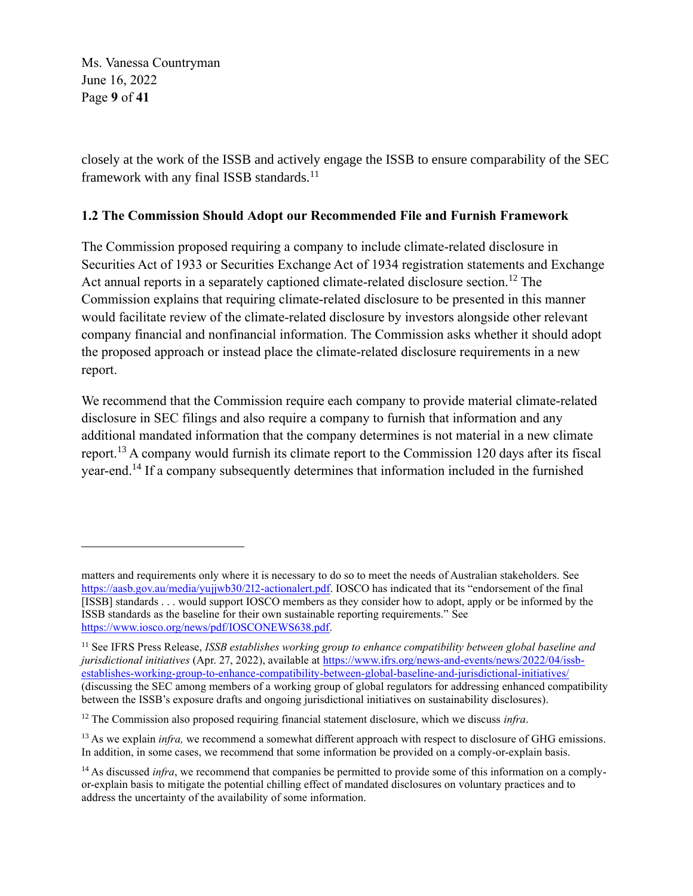closely at the work of the ISSB and actively engage the ISSB to ensure comparability of the SEC framework with any final ISSB standards.[11]

### 1.2 The Commission Should Adopt our Recommended File and Furnish Framework

The Commission proposed requiring a company to include climate-related disclosure in Securities Act of 1933 or Securities Exchange Act of 1934 registration statements and Exchange Act annual reports in a separately captioned climate-related disclosure section.[12] The Commission explains that requiring climate-related disclosure to be presented in this manner would facilitate review of the climate-related disclosure by investors alongside other relevant company financial and nonfinancial information. The Commission asks whether it should adopt the proposed approach or instead place the climate-related disclosure requirements in a new report.

We recommend that the Commission require each company to provide material climate-related disclosure in SEC filings and also require a company to furnish that information and any additional mandated information that the company determines is not material in a new climate report.[13] A company would furnish its climate report to the Commission 120 days after its fiscal year-end.[14] If a company subsequently determines that information included in the furnished

---

matters and requirements only where it is necessary to do so to meet the needs of Australian stakeholders. See https://aasb.gov.au/media/yujjwb30/212-actionalert.pdf. IOSCO has indicated that its "endorsement of the final [ISSB] standards . . . would support IOSCO members as they consider how to adopt, apply or be informed by the ISSB standards as the baseline for their own sustainable reporting requirements." See https://www.iosco.org/news/pdf/IOSCONEWS638.pdf.

[11] See IFRS Press Release, *ISSB establishes working group to enhance compatibility between global baseline and jurisdictional initiatives* (Apr. 27, 2022), available at https://www.ifrs.org/news-and-events/news/2022/04/issb-establishes-working-group-to-enhance-compatibility-between-global-baseline-and-jurisdictional-initiatives/ (discussing the SEC among members of a working group of global regulators for addressing enhanced compatibility between the ISSB's exposure drafts and ongoing jurisdictional initiatives on sustainability disclosures).

[12] The Commission also proposed requiring financial statement disclosure, which we discuss *infra*.

[13] As we explain *infra,* we recommend a somewhat different approach with respect to disclosure of GHG emissions. In addition, in some cases, we recommend that some information be provided on a comply-or-explain basis.

[14] As discussed *infra*, we recommend that companies be permitted to provide some of this information on a comply-or-explain basis to mitigate the potential chilling effect of mandated disclosures on voluntary practices and to address the uncertainty of the availability of some information.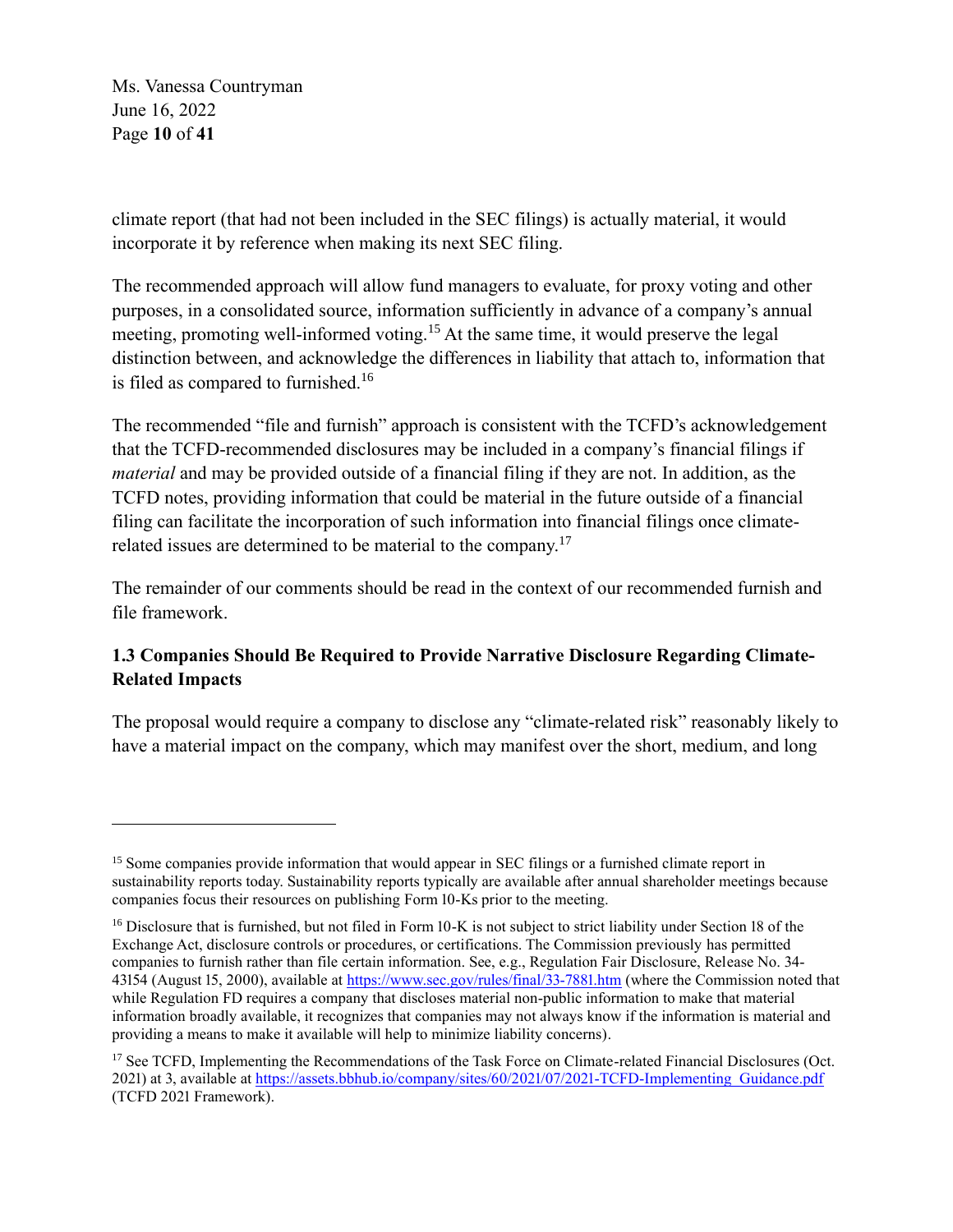climate report (that had not been included in the SEC filings) is actually material, it would incorporate it by reference when making its next SEC filing.

The recommended approach will allow fund managers to evaluate, for proxy voting and other purposes, in a consolidated source, information sufficiently in advance of a company's annual meeting, promoting well-informed voting.[15] At the same time, it would preserve the legal distinction between, and acknowledge the differences in liability that attach to, information that is filed as compared to furnished.[16]

The recommended "file and furnish" approach is consistent with the TCFD's acknowledgement that the TCFD-recommended disclosures may be included in a company's financial filings if *material* and may be provided outside of a financial filing if they are not. In addition, as the TCFD notes, providing information that could be material in the future outside of a financial filing can facilitate the incorporation of such information into financial filings once climate-related issues are determined to be material to the company.[17]

The remainder of our comments should be read in the context of our recommended furnish and file framework.

### 1.3 Companies Should Be Required to Provide Narrative Disclosure Regarding Climate-Related Impacts

The proposal would require a company to disclose any "climate-related risk" reasonably likely to have a material impact on the company, which may manifest over the short, medium, and long

---

[15] Some companies provide information that would appear in SEC filings or a furnished climate report in sustainability reports today. Sustainability reports typically are available after annual shareholder meetings because companies focus their resources on publishing Form 10-Ks prior to the meeting.

[16] Disclosure that is furnished, but not filed in Form 10-K is not subject to strict liability under Section 18 of the Exchange Act, disclosure controls or procedures, or certifications. The Commission previously has permitted companies to furnish rather than file certain information. See, e.g., Regulation Fair Disclosure, Release No. 34-43154 (August 15, 2000), available at https://www.sec.gov/rules/final/33-7881.htm (where the Commission noted that while Regulation FD requires a company that discloses material non-public information to make that material information broadly available, it recognizes that companies may not always know if the information is material and providing a means to make it available will help to minimize liability concerns).

[17] See TCFD, Implementing the Recommendations of the Task Force on Climate-related Financial Disclosures (Oct. 2021) at 3, available at https://assets.bbhub.io/company/sites/60/2021/07/2021-TCFD-Implementing_Guidance.pdf (TCFD 2021 Framework).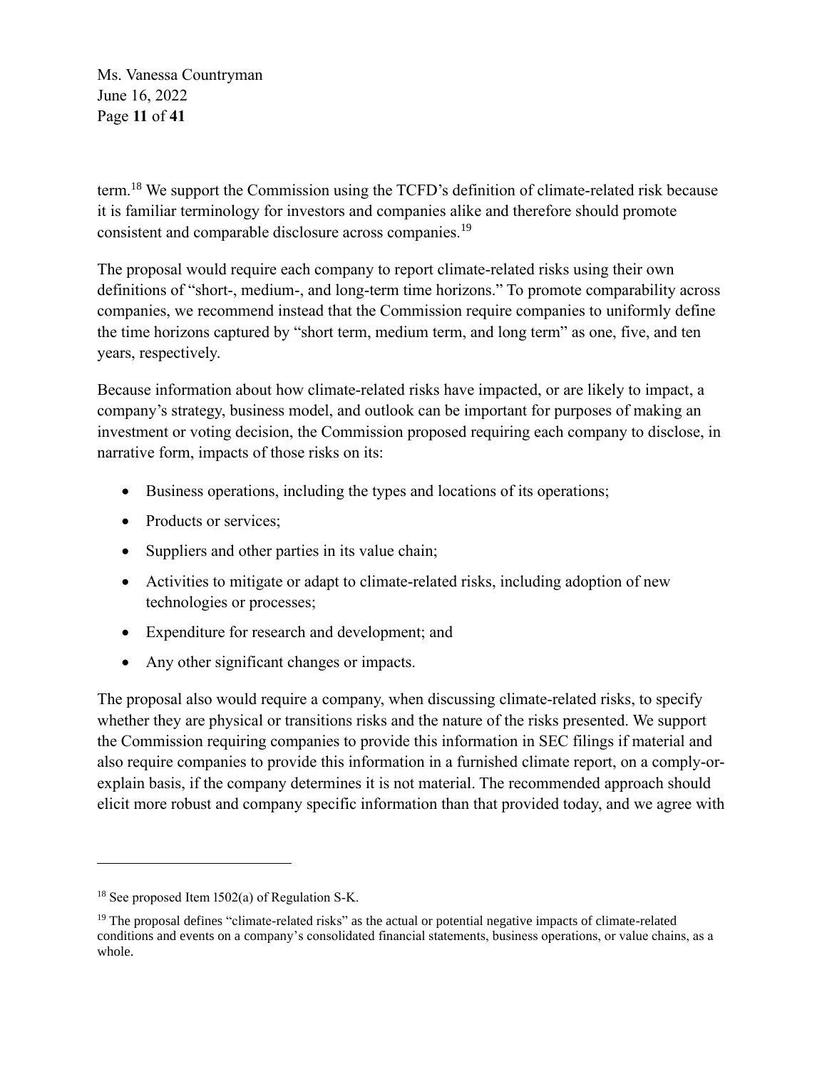term.[18] We support the Commission using the TCFD's definition of climate-related risk because it is familiar terminology for investors and companies alike and therefore should promote consistent and comparable disclosure across companies.[19]

The proposal would require each company to report climate-related risks using their own definitions of "short-, medium-, and long-term time horizons." To promote comparability across companies, we recommend instead that the Commission require companies to uniformly define the time horizons captured by "short term, medium term, and long term" as one, five, and ten years, respectively.

Because information about how climate-related risks have impacted, or are likely to impact, a company's strategy, business model, and outlook can be important for purposes of making an investment or voting decision, the Commission proposed requiring each company to disclose, in narrative form, impacts of those risks on its:

- Business operations, including the types and locations of its operations;
- Products or services;
- Suppliers and other parties in its value chain;
- Activities to mitigate or adapt to climate-related risks, including adoption of new technologies or processes;
- Expenditure for research and development; and
- Any other significant changes or impacts.

The proposal also would require a company, when discussing climate-related risks, to specify whether they are physical or transitions risks and the nature of the risks presented. We support the Commission requiring companies to provide this information in SEC filings if material and also require companies to provide this information in a furnished climate report, on a comply-or-explain basis, if the company determines it is not material. The recommended approach should elicit more robust and company specific information than that provided today, and we agree with

---

[18] See proposed Item 1502(a) of Regulation S-K.

[19] The proposal defines "climate-related risks" as the actual or potential negative impacts of climate-related conditions and events on a company's consolidated financial statements, business operations, or value chains, as a whole.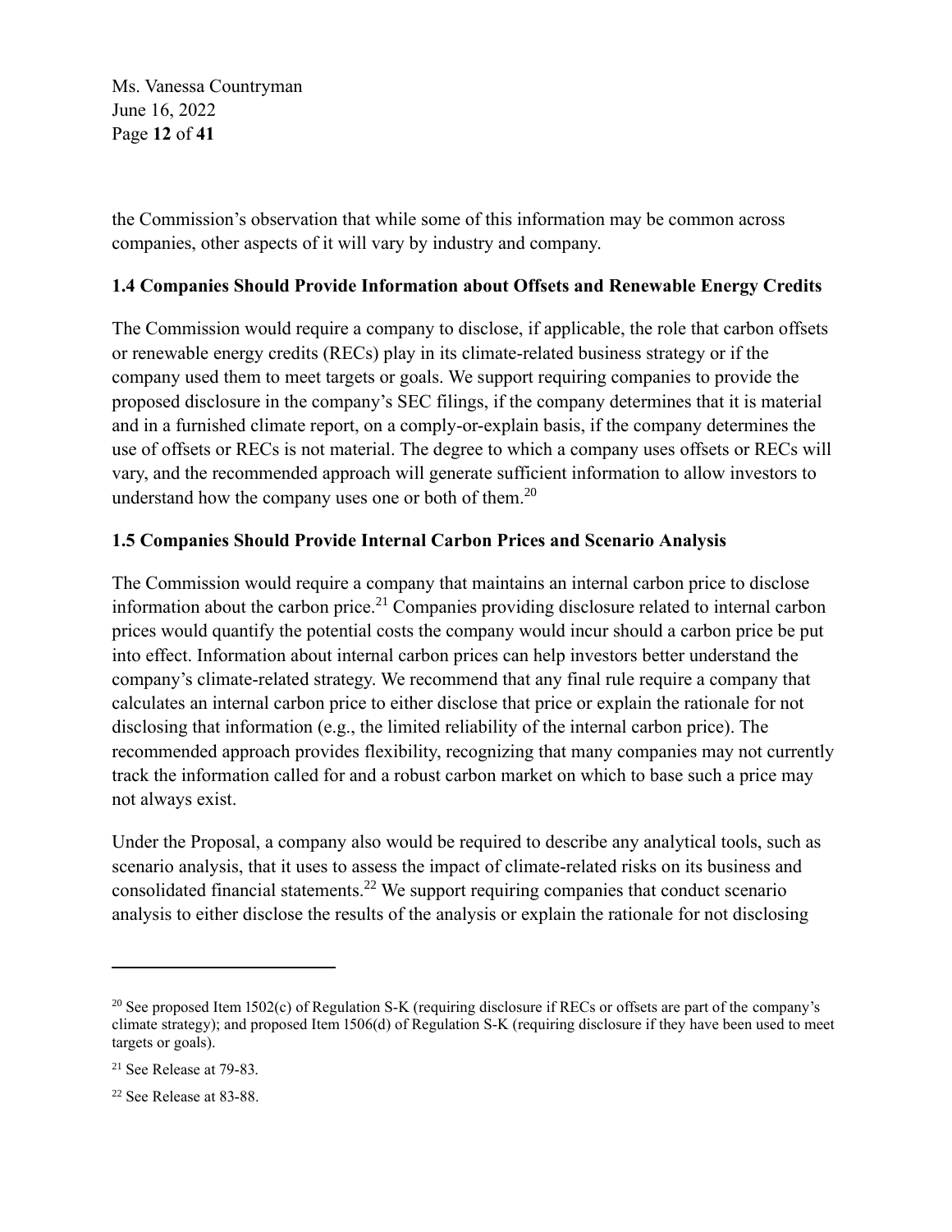the Commission's observation that while some of this information may be common across companies, other aspects of it will vary by industry and company.

### 1.4 Companies Should Provide Information about Offsets and Renewable Energy Credits

The Commission would require a company to disclose, if applicable, the role that carbon offsets or renewable energy credits (RECs) play in its climate-related business strategy or if the company used them to meet targets or goals. We support requiring companies to provide the proposed disclosure in the company's SEC filings, if the company determines that it is material and in a furnished climate report, on a comply-or-explain basis, if the company determines the use of offsets or RECs is not material. The degree to which a company uses offsets or RECs will vary, and the recommended approach will generate sufficient information to allow investors to understand how the company uses one or both of them.[20]

### 1.5 Companies Should Provide Internal Carbon Prices and Scenario Analysis

The Commission would require a company that maintains an internal carbon price to disclose information about the carbon price.[21] Companies providing disclosure related to internal carbon prices would quantify the potential costs the company would incur should a carbon price be put into effect. Information about internal carbon prices can help investors better understand the company's climate-related strategy. We recommend that any final rule require a company that calculates an internal carbon price to either disclose that price or explain the rationale for not disclosing that information (e.g., the limited reliability of the internal carbon price). The recommended approach provides flexibility, recognizing that many companies may not currently track the information called for and a robust carbon market on which to base such a price may not always exist.

Under the Proposal, a company also would be required to describe any analytical tools, such as scenario analysis, that it uses to assess the impact of climate-related risks on its business and consolidated financial statements.[22] We support requiring companies that conduct scenario analysis to either disclose the results of the analysis or explain the rationale for not disclosing

---

[20] See proposed Item 1502(c) of Regulation S-K (requiring disclosure if RECs or offsets are part of the company's climate strategy); and proposed Item 1506(d) of Regulation S-K (requiring disclosure if they have been used to meet targets or goals).

[21] See Release at 79-83.

[22] See Release at 83-88.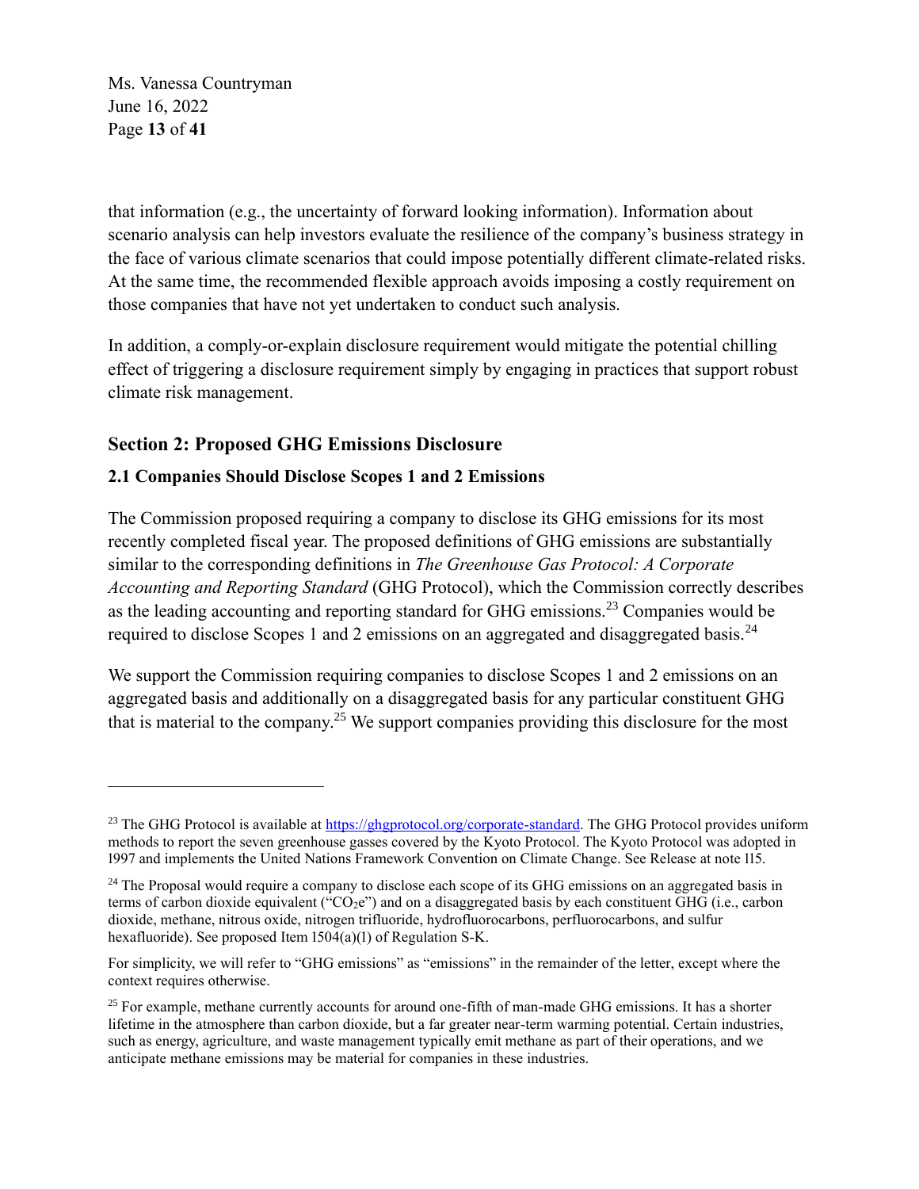that information (e.g., the uncertainty of forward looking information). Information about scenario analysis can help investors evaluate the resilience of the company's business strategy in the face of various climate scenarios that could impose potentially different climate-related risks. At the same time, the recommended flexible approach avoids imposing a costly requirement on those companies that have not yet undertaken to conduct such analysis.

In addition, a comply-or-explain disclosure requirement would mitigate the potential chilling effect of triggering a disclosure requirement simply by engaging in practices that support robust climate risk management.

## Section 2: Proposed GHG Emissions Disclosure

### 2.1 Companies Should Disclose Scopes 1 and 2 Emissions

The Commission proposed requiring a company to disclose its GHG emissions for its most recently completed fiscal year. The proposed definitions of GHG emissions are substantially similar to the corresponding definitions in *The Greenhouse Gas Protocol: A Corporate Accounting and Reporting Standard* (GHG Protocol), which the Commission correctly describes as the leading accounting and reporting standard for GHG emissions.[23] Companies would be required to disclose Scopes 1 and 2 emissions on an aggregated and disaggregated basis.[24]

We support the Commission requiring companies to disclose Scopes 1 and 2 emissions on an aggregated basis and additionally on a disaggregated basis for any particular constituent GHG that is material to the company.[25] We support companies providing this disclosure for the most

---

[23] The GHG Protocol is available at https://ghgprotocol.org/corporate-standard. The GHG Protocol provides uniform methods to report the seven greenhouse gasses covered by the Kyoto Protocol. The Kyoto Protocol was adopted in 1997 and implements the United Nations Framework Convention on Climate Change. See Release at note 115.

[24] The Proposal would require a company to disclose each scope of its GHG emissions on an aggregated basis in terms of carbon dioxide equivalent ("$CO_2e$") and on a disaggregated basis by each constituent GHG (i.e., carbon dioxide, methane, nitrous oxide, nitrogen trifluoride, hydrofluorocarbons, perfluorocarbons, and sulfur hexafluoride). See proposed Item 1504(a)(1) of Regulation S-K.

For simplicity, we will refer to "GHG emissions" as "emissions" in the remainder of the letter, except where the context requires otherwise.

[25] For example, methane currently accounts for around one-fifth of man-made GHG emissions. It has a shorter lifetime in the atmosphere than carbon dioxide, but a far greater near-term warming potential. Certain industries, such as energy, agriculture, and waste management typically emit methane as part of their operations, and we anticipate methane emissions may be material for companies in these industries.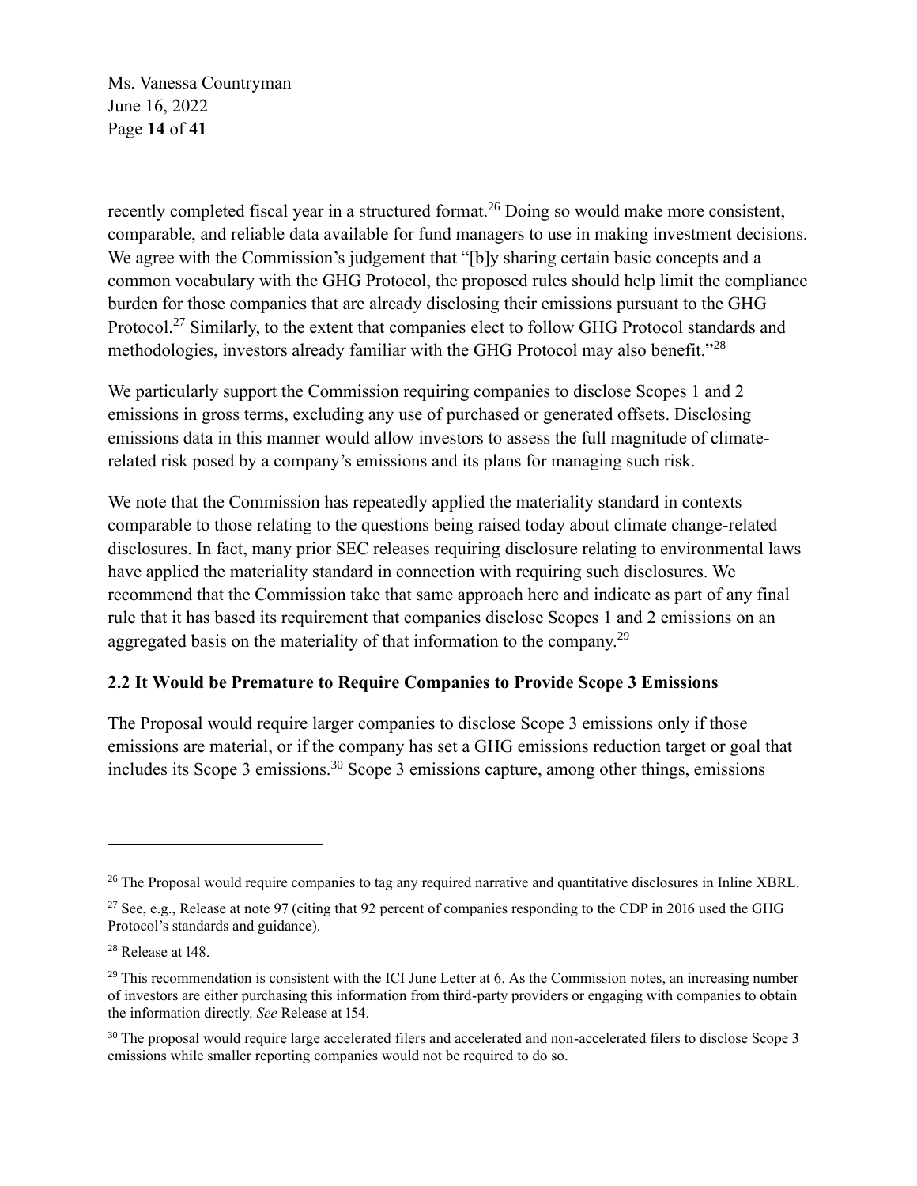recently completed fiscal year in a structured format.[26] Doing so would make more consistent, comparable, and reliable data available for fund managers to use in making investment decisions. We agree with the Commission's judgement that "[b]y sharing certain basic concepts and a common vocabulary with the GHG Protocol, the proposed rules should help limit the compliance burden for those companies that are already disclosing their emissions pursuant to the GHG Protocol.[27] Similarly, to the extent that companies elect to follow GHG Protocol standards and methodologies, investors already familiar with the GHG Protocol may also benefit."[28]

We particularly support the Commission requiring companies to disclose Scopes 1 and 2 emissions in gross terms, excluding any use of purchased or generated offsets. Disclosing emissions data in this manner would allow investors to assess the full magnitude of climate-related risk posed by a company's emissions and its plans for managing such risk.

We note that the Commission has repeatedly applied the materiality standard in contexts comparable to those relating to the questions being raised today about climate change-related disclosures. In fact, many prior SEC releases requiring disclosure relating to environmental laws have applied the materiality standard in connection with requiring such disclosures. We recommend that the Commission take that same approach here and indicate as part of any final rule that it has based its requirement that companies disclose Scopes 1 and 2 emissions on an aggregated basis on the materiality of that information to the company.[29]

### 2.2 It Would be Premature to Require Companies to Provide Scope 3 Emissions

The Proposal would require larger companies to disclose Scope 3 emissions only if those emissions are material, or if the company has set a GHG emissions reduction target or goal that includes its Scope 3 emissions.[30] Scope 3 emissions capture, among other things, emissions

---

[26] The Proposal would require companies to tag any required narrative and quantitative disclosures in Inline XBRL.

[27] See, e.g., Release at note 97 (citing that 92 percent of companies responding to the CDP in 2016 used the GHG Protocol's standards and guidance).

[28] Release at 148.

[29] This recommendation is consistent with the ICI June Letter at 6. As the Commission notes, an increasing number of investors are either purchasing this information from third-party providers or engaging with companies to obtain the information directly. *See* Release at 154.

[30] The proposal would require large accelerated filers and accelerated and non-accelerated filers to disclose Scope 3 emissions while smaller reporting companies would not be required to do so.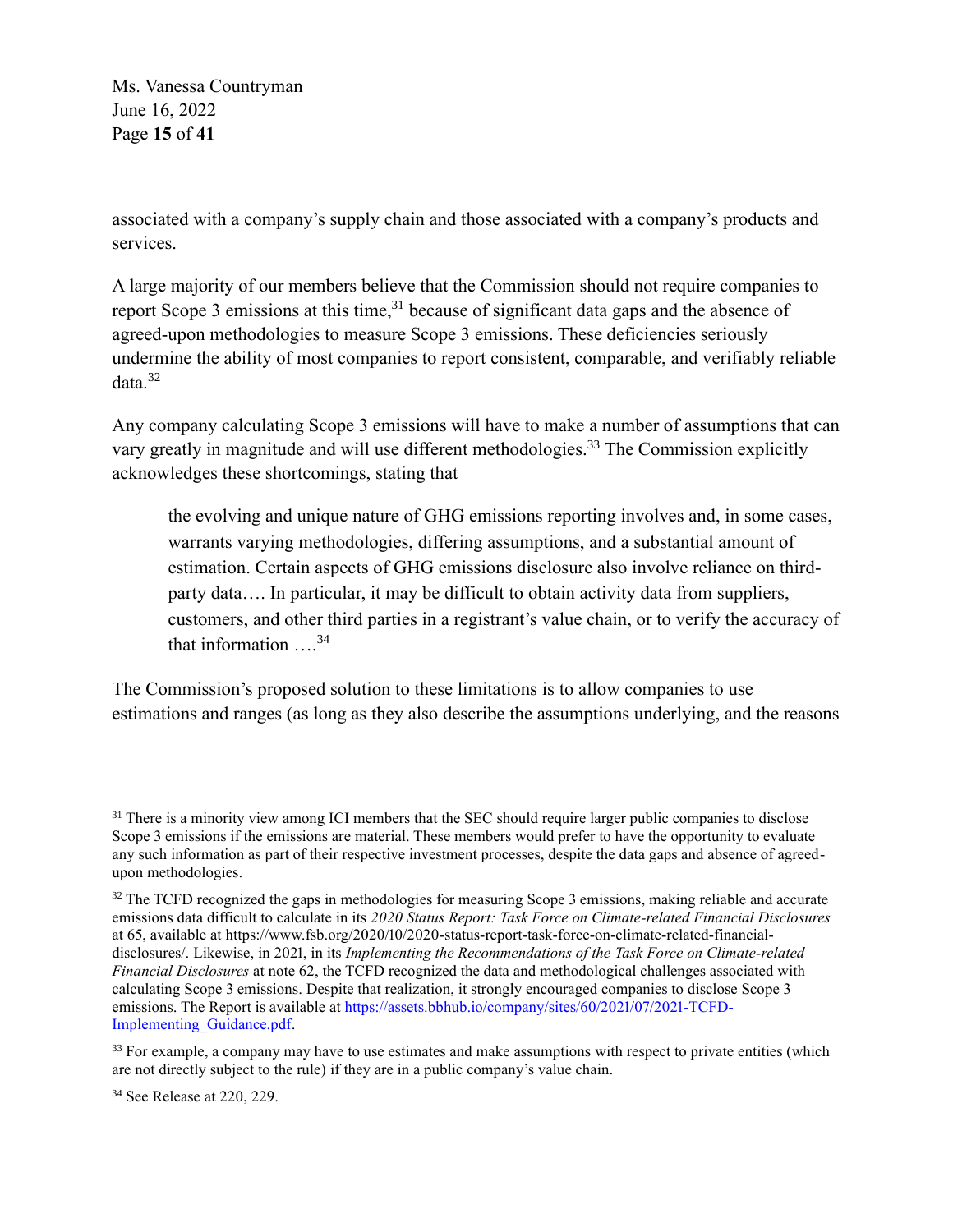associated with a company's supply chain and those associated with a company's products and services.

A large majority of our members believe that the Commission should not require companies to report Scope 3 emissions at this time,[31] because of significant data gaps and the absence of agreed-upon methodologies to measure Scope 3 emissions. These deficiencies seriously undermine the ability of most companies to report consistent, comparable, and verifiably reliable data.[32]

Any company calculating Scope 3 emissions will have to make a number of assumptions that can vary greatly in magnitude and will use different methodologies.[33] The Commission explicitly acknowledges these shortcomings, stating that

> the evolving and unique nature of GHG emissions reporting involves and, in some cases, warrants varying methodologies, differing assumptions, and a substantial amount of estimation. Certain aspects of GHG emissions disclosure also involve reliance on third-party data…. In particular, it may be difficult to obtain activity data from suppliers, customers, and other third parties in a registrant's value chain, or to verify the accuracy of that information ….[34]

The Commission's proposed solution to these limitations is to allow companies to use estimations and ranges (as long as they also describe the assumptions underlying, and the reasons

---

[31] There is a minority view among ICI members that the SEC should require larger public companies to disclose Scope 3 emissions if the emissions are material. These members would prefer to have the opportunity to evaluate any such information as part of their respective investment processes, despite the data gaps and absence of agreed-upon methodologies.

[32] The TCFD recognized the gaps in methodologies for measuring Scope 3 emissions, making reliable and accurate emissions data difficult to calculate in its *2020 Status Report: Task Force on Climate-related Financial Disclosures* at 65, available at https://www.fsb.org/2020/10/2020-status-report-task-force-on-climate-related-financial-disclosures/. Likewise, in 2021, in its *Implementing the Recommendations of the Task Force on Climate-related Financial Disclosures* at note 62, the TCFD recognized the data and methodological challenges associated with calculating Scope 3 emissions. Despite that realization, it strongly encouraged companies to disclose Scope 3 emissions. The Report is available at [https://assets.bbhub.io/company/sites/60/2021/07/2021-TCFD-Implementing_Guidance.pdf](https://assets.bbhub.io/company/sites/60/2021/07/2021-TCFD-Implementing_Guidance.pdf).

[33] For example, a company may have to use estimates and make assumptions with respect to private entities (which are not directly subject to the rule) if they are in a public company's value chain.

[34] See Release at 220, 229.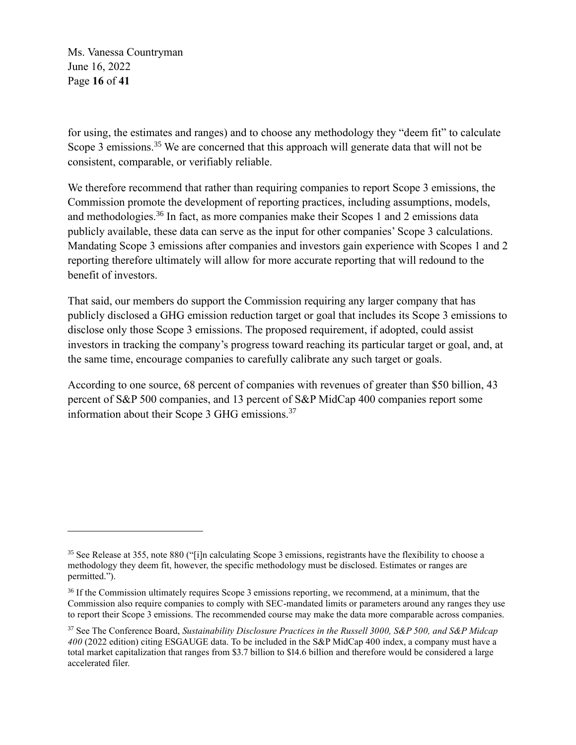for using, the estimates and ranges) and to choose any methodology they "deem fit" to calculate Scope 3 emissions.[35] We are concerned that this approach will generate data that will not be consistent, comparable, or verifiably reliable.

We therefore recommend that rather than requiring companies to report Scope 3 emissions, the Commission promote the development of reporting practices, including assumptions, models, and methodologies.[36] In fact, as more companies make their Scopes 1 and 2 emissions data publicly available, these data can serve as the input for other companies' Scope 3 calculations. Mandating Scope 3 emissions after companies and investors gain experience with Scopes 1 and 2 reporting therefore ultimately will allow for more accurate reporting that will redound to the benefit of investors.

That said, our members do support the Commission requiring any larger company that has publicly disclosed a GHG emission reduction target or goal that includes its Scope 3 emissions to disclose only those Scope 3 emissions. The proposed requirement, if adopted, could assist investors in tracking the company's progress toward reaching its particular target or goal, and, at the same time, encourage companies to carefully calibrate any such target or goals.

According to one source, 68 percent of companies with revenues of greater than \$50 billion, 43 percent of S&P 500 companies, and 13 percent of S&P MidCap 400 companies report some information about their Scope 3 GHG emissions.[37]

---

[35] See Release at 355, note 880 ("[i]n calculating Scope 3 emissions, registrants have the flexibility to choose a methodology they deem fit, however, the specific methodology must be disclosed. Estimates or ranges are permitted.").

[36] If the Commission ultimately requires Scope 3 emissions reporting, we recommend, at a minimum, that the Commission also require companies to comply with SEC-mandated limits or parameters around any ranges they use to report their Scope 3 emissions. The recommended course may make the data more comparable across companies.

[37] See The Conference Board, *Sustainability Disclosure Practices in the Russell 3000, S&P 500, and S&P Midcap 400* (2022 edition) citing ESGAUGE data. To be included in the S&P MidCap 400 index, a company must have a total market capitalization that ranges from \$3.7 billion to \$l4.6 billion and therefore would be considered a large accelerated filer.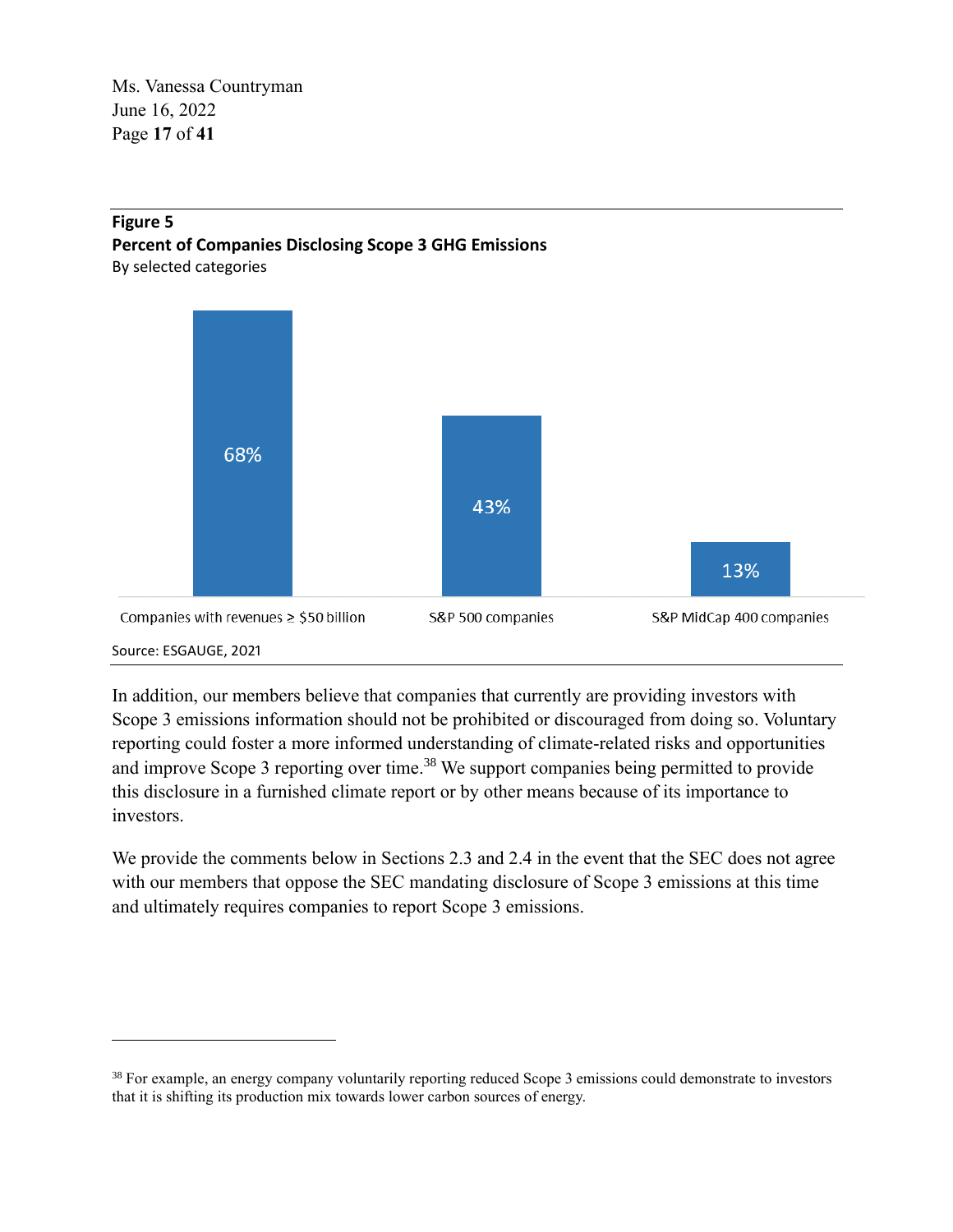**Figure 5**

**Percent of Companies Disclosing Scope 3 GHG Emissions**

By selected categories

| Category | Percent |
| --- | --- |
| Companies with revenues ≥ $50 billion | 68% |
| S&P 500 companies | 43% |
| S&P MidCap 400 companies | 13% |

Source: ESGAUGE, 2021

In addition, our members believe that companies that currently are providing investors with Scope 3 emissions information should not be prohibited or discouraged from doing so. Voluntary reporting could foster a more informed understanding of climate-related risks and opportunities and improve Scope 3 reporting over time.[38] We support companies being permitted to provide this disclosure in a furnished climate report or by other means because of its importance to investors.

We provide the comments below in Sections 2.3 and 2.4 in the event that the SEC does not agree with our members that oppose the SEC mandating disclosure of Scope 3 emissions at this time and ultimately requires companies to report Scope 3 emissions.

---

[38] For example, an energy company voluntarily reporting reduced Scope 3 emissions could demonstrate to investors that it is shifting its production mix towards lower carbon sources of energy.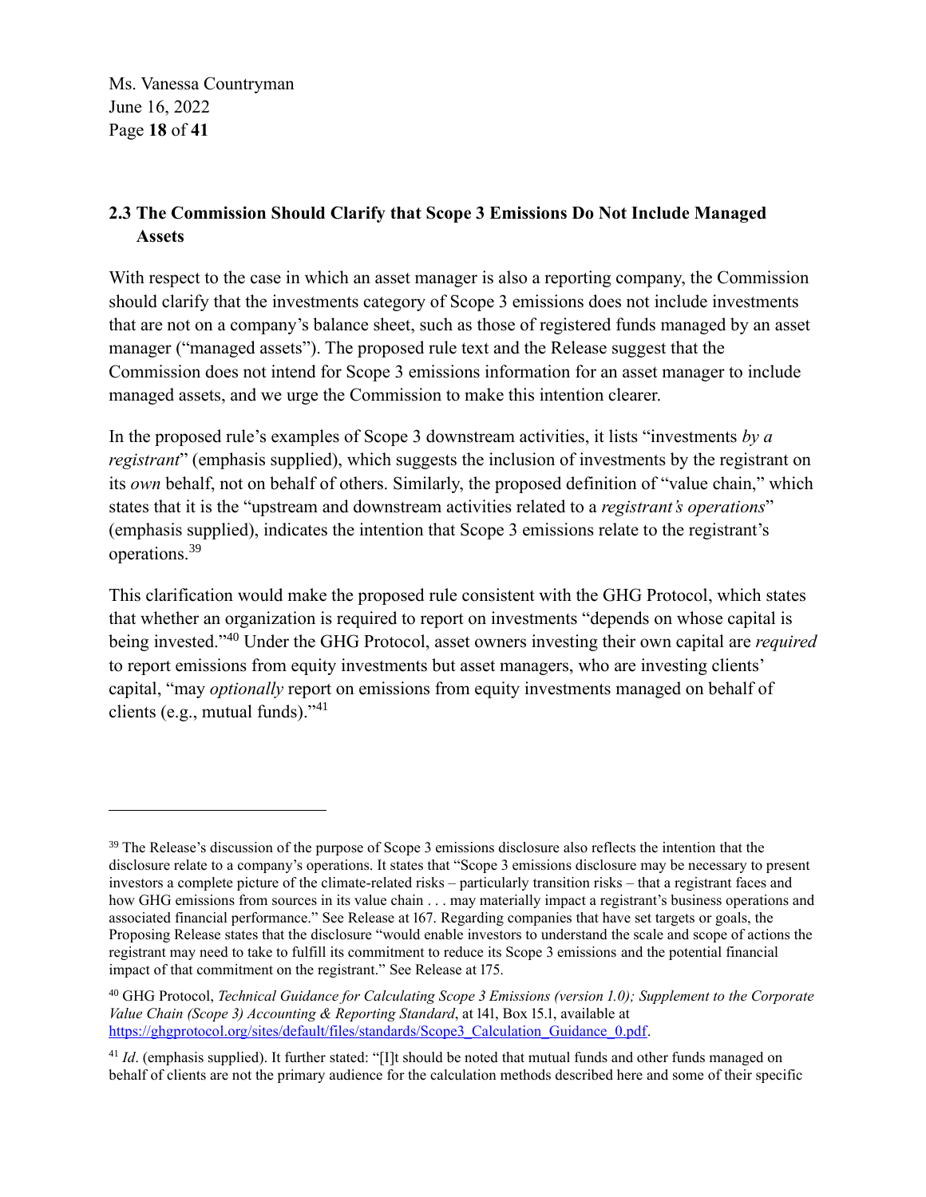## 2.3 The Commission Should Clarify that Scope 3 Emissions Do Not Include Managed Assets

With respect to the case in which an asset manager is also a reporting company, the Commission should clarify that the investments category of Scope 3 emissions does not include investments that are not on a company's balance sheet, such as those of registered funds managed by an asset manager ("managed assets"). The proposed rule text and the Release suggest that the Commission does not intend for Scope 3 emissions information for an asset manager to include managed assets, and we urge the Commission to make this intention clearer.

In the proposed rule's examples of Scope 3 downstream activities, it lists "investments *by a registrant*" (emphasis supplied), which suggests the inclusion of investments by the registrant on its *own* behalf, not on behalf of others. Similarly, the proposed definition of "value chain," which states that it is the "upstream and downstream activities related to a *registrant's operations*" (emphasis supplied), indicates the intention that Scope 3 emissions relate to the registrant's operations.[39]

This clarification would make the proposed rule consistent with the GHG Protocol, which states that whether an organization is required to report on investments "depends on whose capital is being invested."[40] Under the GHG Protocol, asset owners investing their own capital are *required* to report emissions from equity investments but asset managers, who are investing clients' capital, "may *optionally* report on emissions from equity investments managed on behalf of clients (e.g., mutual funds)."[41]

---

[39] The Release's discussion of the purpose of Scope 3 emissions disclosure also reflects the intention that the disclosure relate to a company's operations. It states that "Scope 3 emissions disclosure may be necessary to present investors a complete picture of the climate-related risks – particularly transition risks – that a registrant faces and how GHG emissions from sources in its value chain . . . may materially impact a registrant's business operations and associated financial performance." See Release at 167. Regarding companies that have set targets or goals, the Proposing Release states that the disclosure "would enable investors to understand the scale and scope of actions the registrant may need to take to fulfill its commitment to reduce its Scope 3 emissions and the potential financial impact of that commitment on the registrant." See Release at 175.

[40] GHG Protocol, *Technical Guidance for Calculating Scope 3 Emissions (version 1.0); Supplement to the Corporate Value Chain (Scope 3) Accounting & Reporting Standard*, at 141, Box 15.1, available at https://ghgprotocol.org/sites/default/files/standards/Scope3_Calculation_Guidance_0.pdf.

[41] *Id*. (emphasis supplied). It further stated: "[I]t should be noted that mutual funds and other funds managed on behalf of clients are not the primary audience for the calculation methods described here and some of their specific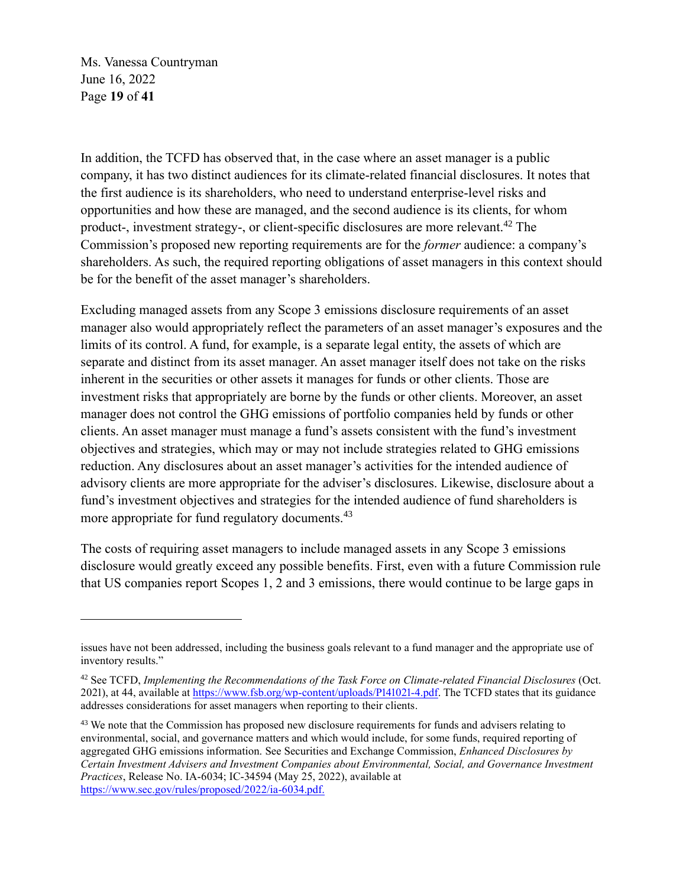In addition, the TCFD has observed that, in the case where an asset manager is a public company, it has two distinct audiences for its climate-related financial disclosures. It notes that the first audience is its shareholders, who need to understand enterprise-level risks and opportunities and how these are managed, and the second audience is its clients, for whom product-, investment strategy-, or client-specific disclosures are more relevant.[42] The Commission's proposed new reporting requirements are for the *former* audience: a company's shareholders. As such, the required reporting obligations of asset managers in this context should be for the benefit of the asset manager's shareholders.

Excluding managed assets from any Scope 3 emissions disclosure requirements of an asset manager also would appropriately reflect the parameters of an asset manager's exposures and the limits of its control. A fund, for example, is a separate legal entity, the assets of which are separate and distinct from its asset manager. An asset manager itself does not take on the risks inherent in the securities or other assets it manages for funds or other clients. Those are investment risks that appropriately are borne by the funds or other clients. Moreover, an asset manager does not control the GHG emissions of portfolio companies held by funds or other clients. An asset manager must manage a fund's assets consistent with the fund's investment objectives and strategies, which may or may not include strategies related to GHG emissions reduction. Any disclosures about an asset manager's activities for the intended audience of advisory clients are more appropriate for the adviser's disclosures. Likewise, disclosure about a fund's investment objectives and strategies for the intended audience of fund shareholders is more appropriate for fund regulatory documents.[43]

The costs of requiring asset managers to include managed assets in any Scope 3 emissions disclosure would greatly exceed any possible benefits. First, even with a future Commission rule that US companies report Scopes 1, 2 and 3 emissions, there would continue to be large gaps in

---

issues have not been addressed, including the business goals relevant to a fund manager and the appropriate use of inventory results."

[42] See TCFD, *Implementing the Recommendations of the Task Force on Climate-related Financial Disclosures* (Oct. 2021), at 44, available at https://www.fsb.org/wp-content/uploads/P141021-4.pdf. The TCFD states that its guidance addresses considerations for asset managers when reporting to their clients.

[43] We note that the Commission has proposed new disclosure requirements for funds and advisers relating to environmental, social, and governance matters and which would include, for some funds, required reporting of aggregated GHG emissions information. See Securities and Exchange Commission, *Enhanced Disclosures by Certain Investment Advisers and Investment Companies about Environmental, Social, and Governance Investment Practices*, Release No. IA-6034; IC-34594 (May 25, 2022), available at https://www.sec.gov/rules/proposed/2022/ia-6034.pdf.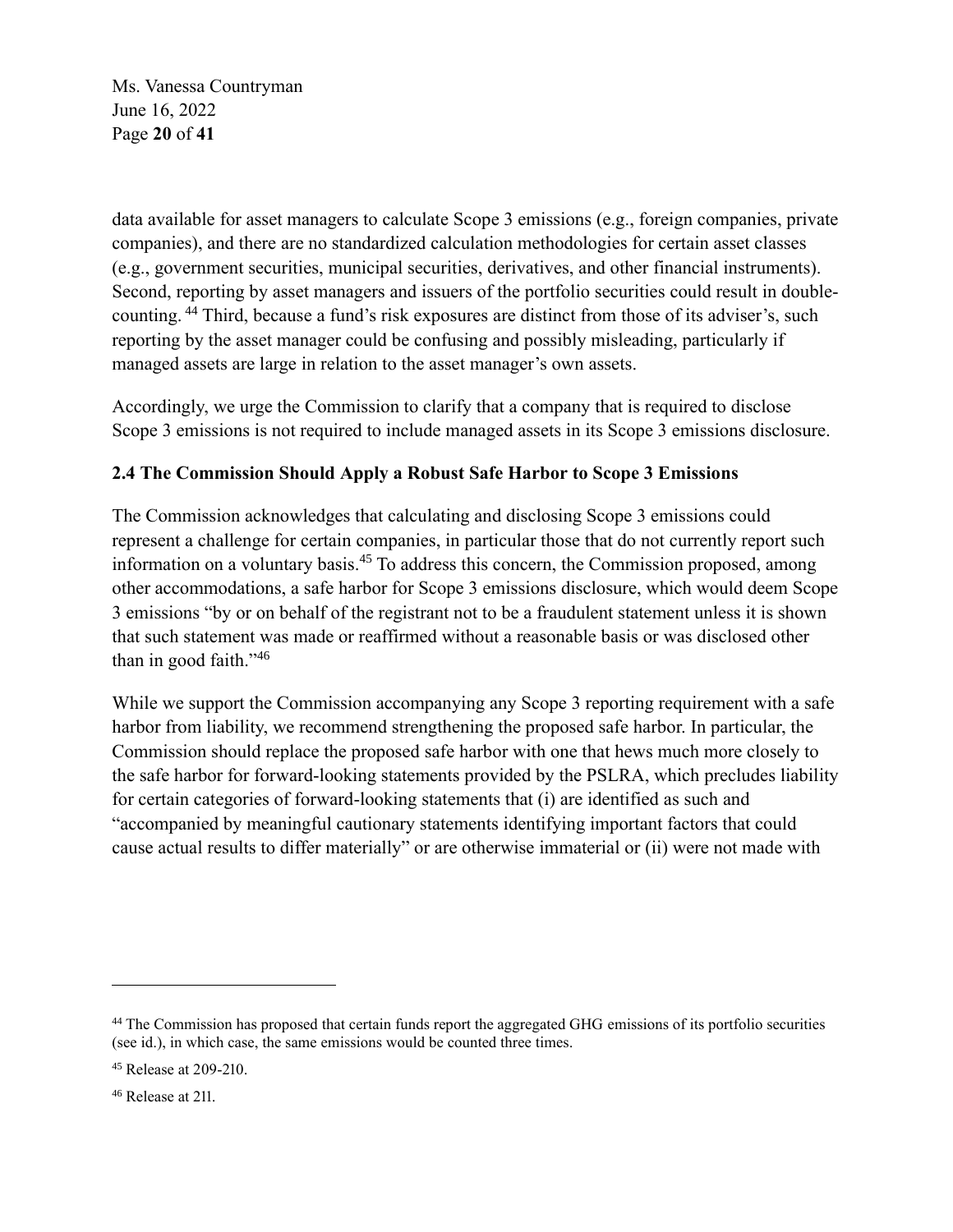data available for asset managers to calculate Scope 3 emissions (e.g., foreign companies, private companies), and there are no standardized calculation methodologies for certain asset classes (e.g., government securities, municipal securities, derivatives, and other financial instruments). Second, reporting by asset managers and issuers of the portfolio securities could result in double-counting.[44] Third, because a fund's risk exposures are distinct from those of its adviser's, such reporting by the asset manager could be confusing and possibly misleading, particularly if managed assets are large in relation to the asset manager's own assets.

Accordingly, we urge the Commission to clarify that a company that is required to disclose Scope 3 emissions is not required to include managed assets in its Scope 3 emissions disclosure.

## 2.4 The Commission Should Apply a Robust Safe Harbor to Scope 3 Emissions

The Commission acknowledges that calculating and disclosing Scope 3 emissions could represent a challenge for certain companies, in particular those that do not currently report such information on a voluntary basis.[45] To address this concern, the Commission proposed, among other accommodations, a safe harbor for Scope 3 emissions disclosure, which would deem Scope 3 emissions "by or on behalf of the registrant not to be a fraudulent statement unless it is shown that such statement was made or reaffirmed without a reasonable basis or was disclosed other than in good faith."[46]

While we support the Commission accompanying any Scope 3 reporting requirement with a safe harbor from liability, we recommend strengthening the proposed safe harbor. In particular, the Commission should replace the proposed safe harbor with one that hews much more closely to the safe harbor for forward-looking statements provided by the PSLRA, which precludes liability for certain categories of forward-looking statements that (i) are identified as such and "accompanied by meaningful cautionary statements identifying important factors that could cause actual results to differ materially" or are otherwise immaterial or (ii) were not made with

---

[44] The Commission has proposed that certain funds report the aggregated GHG emissions of its portfolio securities (see id.), in which case, the same emissions would be counted three times.

[45] Release at 209-210.

[46] Release at 211.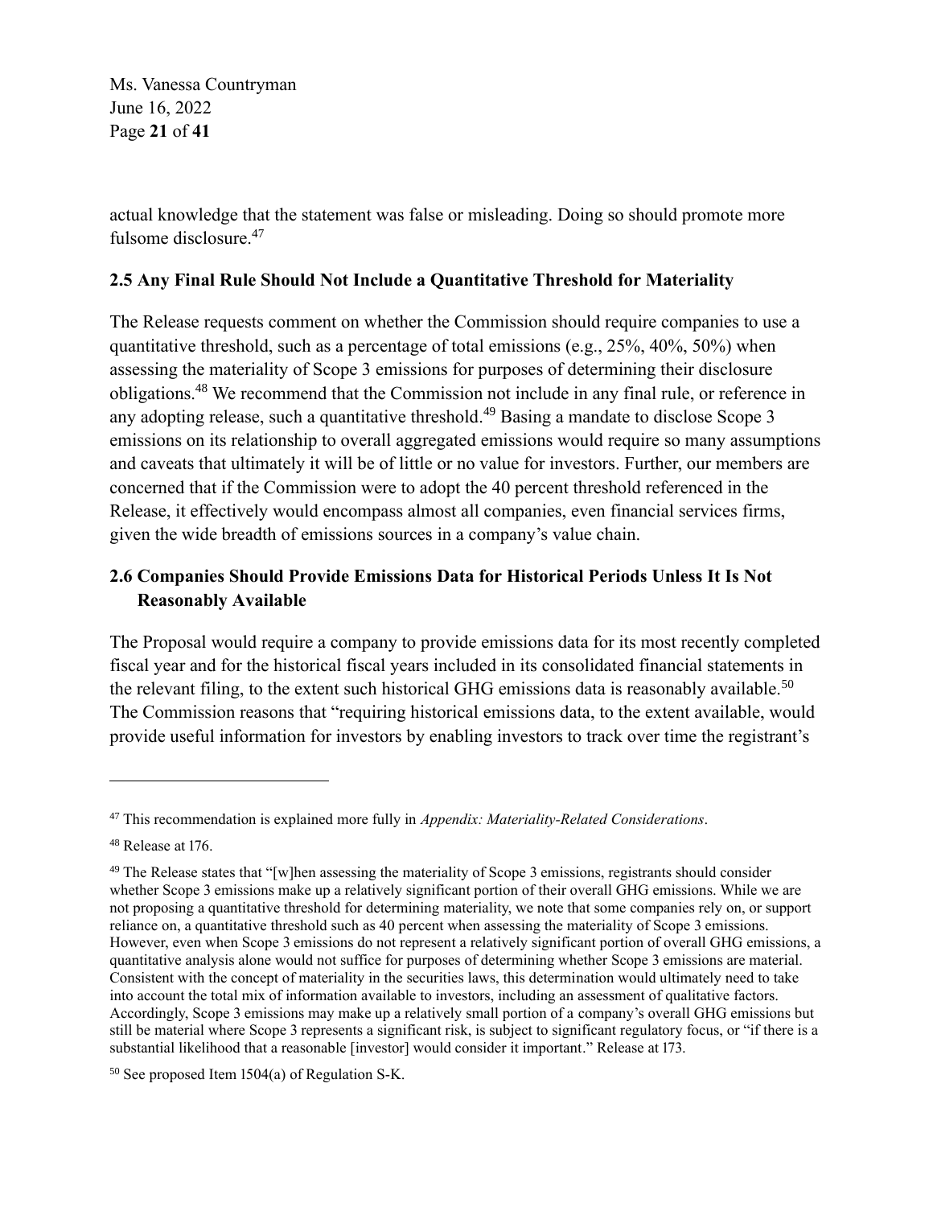actual knowledge that the statement was false or misleading. Doing so should promote more fulsome disclosure.[47]

## 2.5 Any Final Rule Should Not Include a Quantitative Threshold for Materiality

The Release requests comment on whether the Commission should require companies to use a quantitative threshold, such as a percentage of total emissions (e.g., 25%, 40%, 50%) when assessing the materiality of Scope 3 emissions for purposes of determining their disclosure obligations.[48] We recommend that the Commission not include in any final rule, or reference in any adopting release, such a quantitative threshold.[49] Basing a mandate to disclose Scope 3 emissions on its relationship to overall aggregated emissions would require so many assumptions and caveats that ultimately it will be of little or no value for investors. Further, our members are concerned that if the Commission were to adopt the 40 percent threshold referenced in the Release, it effectively would encompass almost all companies, even financial services firms, given the wide breadth of emissions sources in a company's value chain.

## 2.6 Companies Should Provide Emissions Data for Historical Periods Unless It Is Not Reasonably Available

The Proposal would require a company to provide emissions data for its most recently completed fiscal year and for the historical fiscal years included in its consolidated financial statements in the relevant filing, to the extent such historical GHG emissions data is reasonably available.[50] The Commission reasons that "requiring historical emissions data, to the extent available, would provide useful information for investors by enabling investors to track over time the registrant's

---

[47] This recommendation is explained more fully in *Appendix: Materiality-Related Considerations*.

[48] Release at 176.

[49] The Release states that "[w]hen assessing the materiality of Scope 3 emissions, registrants should consider whether Scope 3 emissions make up a relatively significant portion of their overall GHG emissions. While we are not proposing a quantitative threshold for determining materiality, we note that some companies rely on, or support reliance on, a quantitative threshold such as 40 percent when assessing the materiality of Scope 3 emissions. However, even when Scope 3 emissions do not represent a relatively significant portion of overall GHG emissions, a quantitative analysis alone would not suffice for purposes of determining whether Scope 3 emissions are material. Consistent with the concept of materiality in the securities laws, this determination would ultimately need to take into account the total mix of information available to investors, including an assessment of qualitative factors. Accordingly, Scope 3 emissions may make up a relatively small portion of a company's overall GHG emissions but still be material where Scope 3 represents a significant risk, is subject to significant regulatory focus, or "if there is a substantial likelihood that a reasonable [investor] would consider it important." Release at 173.

[50] See proposed Item 1504(a) of Regulation S-K.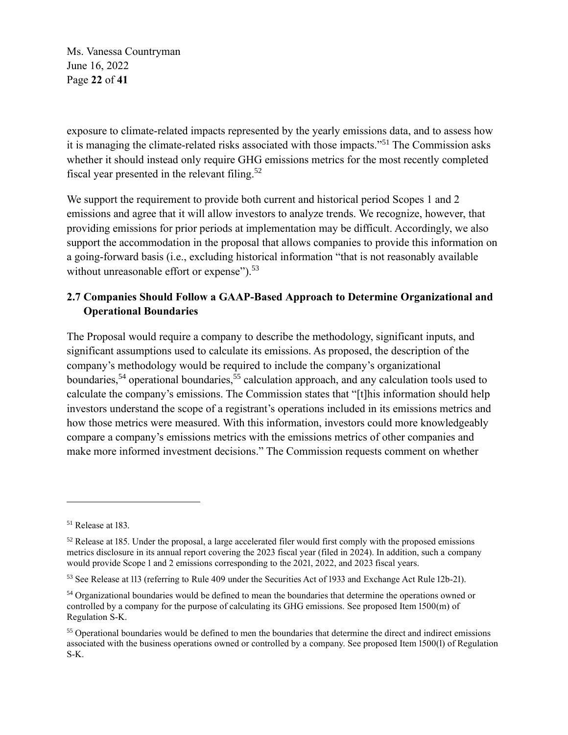exposure to climate-related impacts represented by the yearly emissions data, and to assess how it is managing the climate-related risks associated with those impacts."[51] The Commission asks whether it should instead only require GHG emissions metrics for the most recently completed fiscal year presented in the relevant filing.[52]

We support the requirement to provide both current and historical period Scopes 1 and 2 emissions and agree that it will allow investors to analyze trends. We recognize, however, that providing emissions for prior periods at implementation may be difficult. Accordingly, we also support the accommodation in the proposal that allows companies to provide this information on a going-forward basis (i.e., excluding historical information "that is not reasonably available without unreasonable effort or expense").[53]

## 2.7 Companies Should Follow a GAAP-Based Approach to Determine Organizational and Operational Boundaries

The Proposal would require a company to describe the methodology, significant inputs, and significant assumptions used to calculate its emissions. As proposed, the description of the company's methodology would be required to include the company's organizational boundaries,[54] operational boundaries,[55] calculation approach, and any calculation tools used to calculate the company's emissions. The Commission states that "[t]his information should help investors understand the scope of a registrant's operations included in its emissions metrics and how those metrics were measured. With this information, investors could more knowledgeably compare a company's emissions metrics with the emissions metrics of other companies and make more informed investment decisions." The Commission requests comment on whether

---

[51] Release at 183.

[52] Release at 185. Under the proposal, a large accelerated filer would first comply with the proposed emissions metrics disclosure in its annual report covering the 2023 fiscal year (filed in 2024). In addition, such a company would provide Scope 1 and 2 emissions corresponding to the 2021, 2022, and 2023 fiscal years.

[53] See Release at 113 (referring to Rule 409 under the Securities Act of 1933 and Exchange Act Rule 12b-21).

[54] Organizational boundaries would be defined to mean the boundaries that determine the operations owned or controlled by a company for the purpose of calculating its GHG emissions. See proposed Item 1500(m) of Regulation S-K.

[55] Operational boundaries would be defined to men the boundaries that determine the direct and indirect emissions associated with the business operations owned or controlled by a company. See proposed Item 1500(l) of Regulation S-K.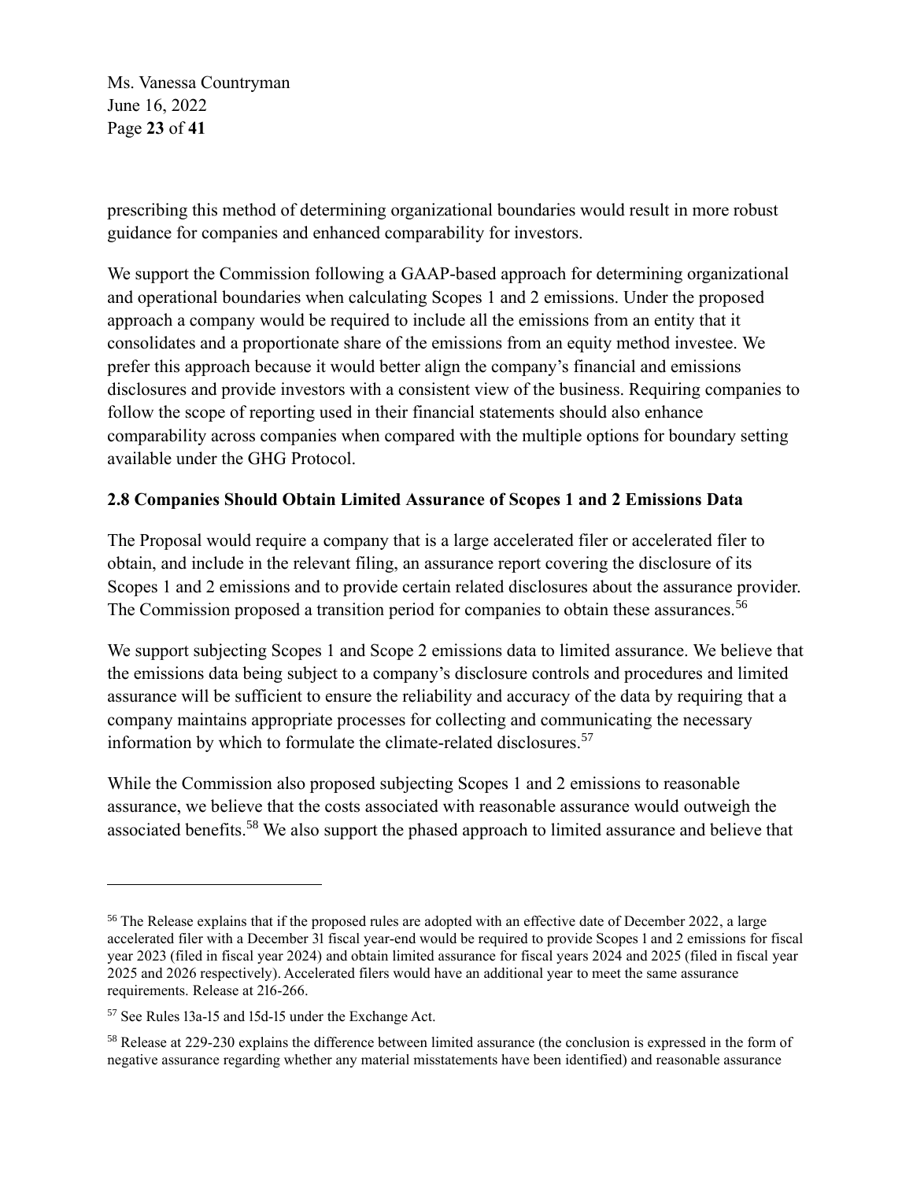prescribing this method of determining organizational boundaries would result in more robust guidance for companies and enhanced comparability for investors.

We support the Commission following a GAAP-based approach for determining organizational and operational boundaries when calculating Scopes 1 and 2 emissions. Under the proposed approach a company would be required to include all the emissions from an entity that it consolidates and a proportionate share of the emissions from an equity method investee. We prefer this approach because it would better align the company's financial and emissions disclosures and provide investors with a consistent view of the business. Requiring companies to follow the scope of reporting used in their financial statements should also enhance comparability across companies when compared with the multiple options for boundary setting available under the GHG Protocol.

**2.8 Companies Should Obtain Limited Assurance of Scopes 1 and 2 Emissions Data**

The Proposal would require a company that is a large accelerated filer or accelerated filer to obtain, and include in the relevant filing, an assurance report covering the disclosure of its Scopes 1 and 2 emissions and to provide certain related disclosures about the assurance provider. The Commission proposed a transition period for companies to obtain these assurances.[56]

We support subjecting Scopes 1 and Scope 2 emissions data to limited assurance. We believe that the emissions data being subject to a company's disclosure controls and procedures and limited assurance will be sufficient to ensure the reliability and accuracy of the data by requiring that a company maintains appropriate processes for collecting and communicating the necessary information by which to formulate the climate-related disclosures.[57]

While the Commission also proposed subjecting Scopes 1 and 2 emissions to reasonable assurance, we believe that the costs associated with reasonable assurance would outweigh the associated benefits.[58] We also support the phased approach to limited assurance and believe that

---

[56] The Release explains that if the proposed rules are adopted with an effective date of December 2022, a large accelerated filer with a December 31 fiscal year-end would be required to provide Scopes 1 and 2 emissions for fiscal year 2023 (filed in fiscal year 2024) and obtain limited assurance for fiscal years 2024 and 2025 (filed in fiscal year 2025 and 2026 respectively). Accelerated filers would have an additional year to meet the same assurance requirements. Release at 216-266.

[57] See Rules 13a-15 and 15d-15 under the Exchange Act.

[58] Release at 229-230 explains the difference between limited assurance (the conclusion is expressed in the form of negative assurance regarding whether any material misstatements have been identified) and reasonable assurance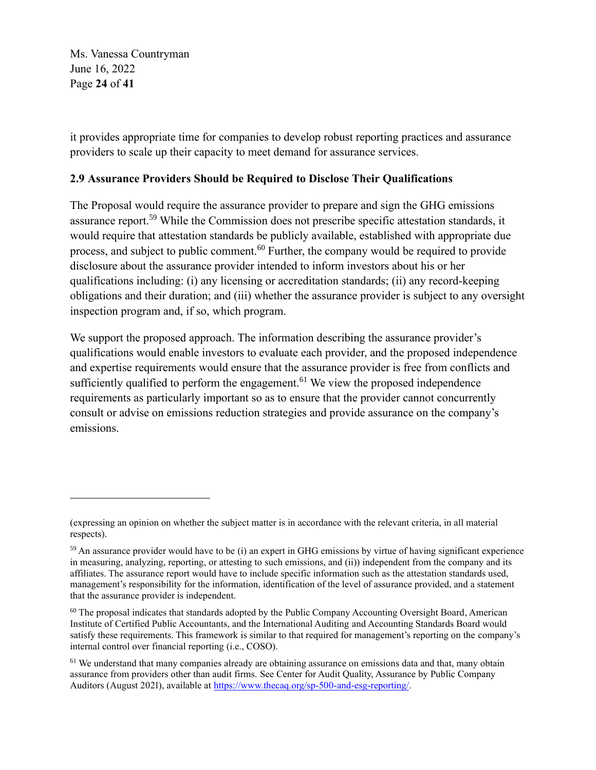it provides appropriate time for companies to develop robust reporting practices and assurance providers to scale up their capacity to meet demand for assurance services.

## 2.9 Assurance Providers Should be Required to Disclose Their Qualifications

The Proposal would require the assurance provider to prepare and sign the GHG emissions assurance report.[59] While the Commission does not prescribe specific attestation standards, it would require that attestation standards be publicly available, established with appropriate due process, and subject to public comment.[60] Further, the company would be required to provide disclosure about the assurance provider intended to inform investors about his or her qualifications including: (i) any licensing or accreditation standards; (ii) any record-keeping obligations and their duration; and (iii) whether the assurance provider is subject to any oversight inspection program and, if so, which program.

We support the proposed approach. The information describing the assurance provider's qualifications would enable investors to evaluate each provider, and the proposed independence and expertise requirements would ensure that the assurance provider is free from conflicts and sufficiently qualified to perform the engagement.[61] We view the proposed independence requirements as particularly important so as to ensure that the provider cannot concurrently consult or advise on emissions reduction strategies and provide assurance on the company's emissions.

---

(expressing an opinion on whether the subject matter is in accordance with the relevant criteria, in all material respects).

[59] An assurance provider would have to be (i) an expert in GHG emissions by virtue of having significant experience in measuring, analyzing, reporting, or attesting to such emissions, and (ii)) independent from the company and its affiliates. The assurance report would have to include specific information such as the attestation standards used, management's responsibility for the information, identification of the level of assurance provided, and a statement that the assurance provider is independent.

[60] The proposal indicates that standards adopted by the Public Company Accounting Oversight Board, American Institute of Certified Public Accountants, and the International Auditing and Accounting Standards Board would satisfy these requirements. This framework is similar to that required for management's reporting on the company's internal control over financial reporting (i.e., COSO).

[61] We understand that many companies already are obtaining assurance on emissions data and that, many obtain assurance from providers other than audit firms. See Center for Audit Quality, Assurance by Public Company Auditors (August 2021), available at https://www.thecaq.org/sp-500-and-esg-reporting/.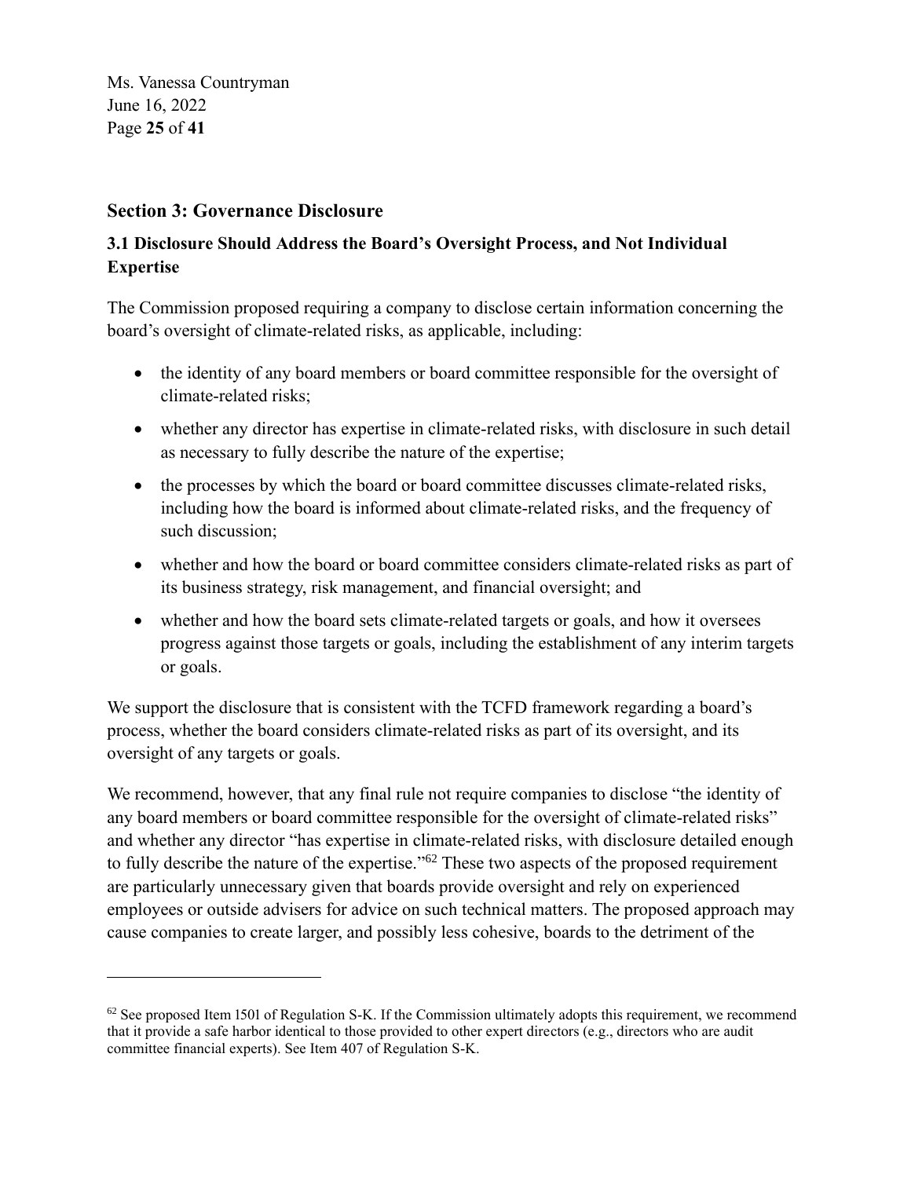## Section 3: Governance Disclosure

### 3.1 Disclosure Should Address the Board's Oversight Process, and Not Individual Expertise

The Commission proposed requiring a company to disclose certain information concerning the board's oversight of climate-related risks, as applicable, including:

- the identity of any board members or board committee responsible for the oversight of climate-related risks;
- whether any director has expertise in climate-related risks, with disclosure in such detail as necessary to fully describe the nature of the expertise;
- the processes by which the board or board committee discusses climate-related risks, including how the board is informed about climate-related risks, and the frequency of such discussion;
- whether and how the board or board committee considers climate-related risks as part of its business strategy, risk management, and financial oversight; and
- whether and how the board sets climate-related targets or goals, and how it oversees progress against those targets or goals, including the establishment of any interim targets or goals.

We support the disclosure that is consistent with the TCFD framework regarding a board's process, whether the board considers climate-related risks as part of its oversight, and its oversight of any targets or goals.

We recommend, however, that any final rule not require companies to disclose "the identity of any board members or board committee responsible for the oversight of climate-related risks" and whether any director "has expertise in climate-related risks, with disclosure detailed enough to fully describe the nature of the expertise."[62] These two aspects of the proposed requirement are particularly unnecessary given that boards provide oversight and rely on experienced employees or outside advisers for advice on such technical matters. The proposed approach may cause companies to create larger, and possibly less cohesive, boards to the detriment of the

---

[62] See proposed Item 1501 of Regulation S-K. If the Commission ultimately adopts this requirement, we recommend that it provide a safe harbor identical to those provided to other expert directors (e.g., directors who are audit committee financial experts). See Item 407 of Regulation S-K.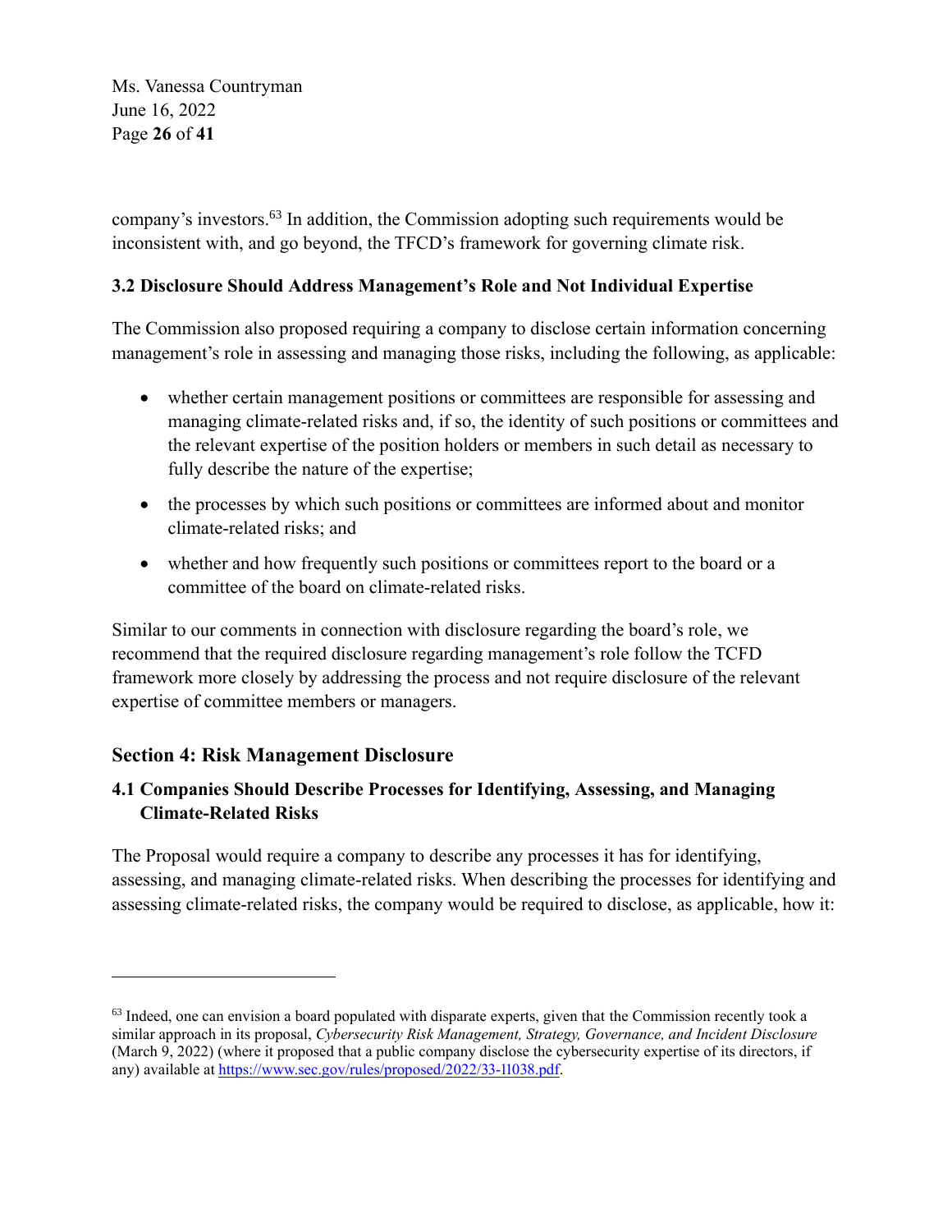company's investors.[63] In addition, the Commission adopting such requirements would be inconsistent with, and go beyond, the TFCD's framework for governing climate risk.

### 3.2 Disclosure Should Address Management's Role and Not Individual Expertise

The Commission also proposed requiring a company to disclose certain information concerning management's role in assessing and managing those risks, including the following, as applicable:

- whether certain management positions or committees are responsible for assessing and managing climate-related risks and, if so, the identity of such positions or committees and the relevant expertise of the position holders or members in such detail as necessary to fully describe the nature of the expertise;
- the processes by which such positions or committees are informed about and monitor climate-related risks; and
- whether and how frequently such positions or committees report to the board or a committee of the board on climate-related risks.

Similar to our comments in connection with disclosure regarding the board's role, we recommend that the required disclosure regarding management's role follow the TCFD framework more closely by addressing the process and not require disclosure of the relevant expertise of committee members or managers.

## Section 4: Risk Management Disclosure

### 4.1 Companies Should Describe Processes for Identifying, Assessing, and Managing Climate-Related Risks

The Proposal would require a company to describe any processes it has for identifying, assessing, and managing climate-related risks. When describing the processes for identifying and assessing climate-related risks, the company would be required to disclose, as applicable, how it:

---

[63] Indeed, one can envision a board populated with disparate experts, given that the Commission recently took a similar approach in its proposal, *Cybersecurity Risk Management, Strategy, Governance, and Incident Disclosure* (March 9, 2022) (where it proposed that a public company disclose the cybersecurity expertise of its directors, if any) available at https://www.sec.gov/rules/proposed/2022/33-11038.pdf.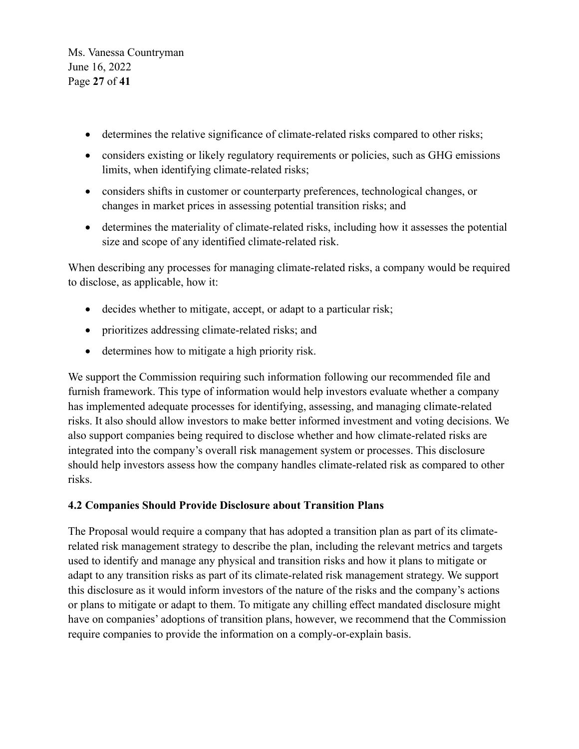- determines the relative significance of climate-related risks compared to other risks;
- considers existing or likely regulatory requirements or policies, such as GHG emissions limits, when identifying climate-related risks;
- considers shifts in customer or counterparty preferences, technological changes, or changes in market prices in assessing potential transition risks; and
- determines the materiality of climate-related risks, including how it assesses the potential size and scope of any identified climate-related risk.

When describing any processes for managing climate-related risks, a company would be required to disclose, as applicable, how it:

- decides whether to mitigate, accept, or adapt to a particular risk;
- prioritizes addressing climate-related risks; and
- determines how to mitigate a high priority risk.

We support the Commission requiring such information following our recommended file and furnish framework. This type of information would help investors evaluate whether a company has implemented adequate processes for identifying, assessing, and managing climate-related risks. It also should allow investors to make better informed investment and voting decisions. We also support companies being required to disclose whether and how climate-related risks are integrated into the company's overall risk management system or processes. This disclosure should help investors assess how the company handles climate-related risk as compared to other risks.

### 4.2 Companies Should Provide Disclosure about Transition Plans

The Proposal would require a company that has adopted a transition plan as part of its climate-related risk management strategy to describe the plan, including the relevant metrics and targets used to identify and manage any physical and transition risks and how it plans to mitigate or adapt to any transition risks as part of its climate-related risk management strategy. We support this disclosure as it would inform investors of the nature of the risks and the company's actions or plans to mitigate or adapt to them. To mitigate any chilling effect mandated disclosure might have on companies' adoptions of transition plans, however, we recommend that the Commission require companies to provide the information on a comply-or-explain basis.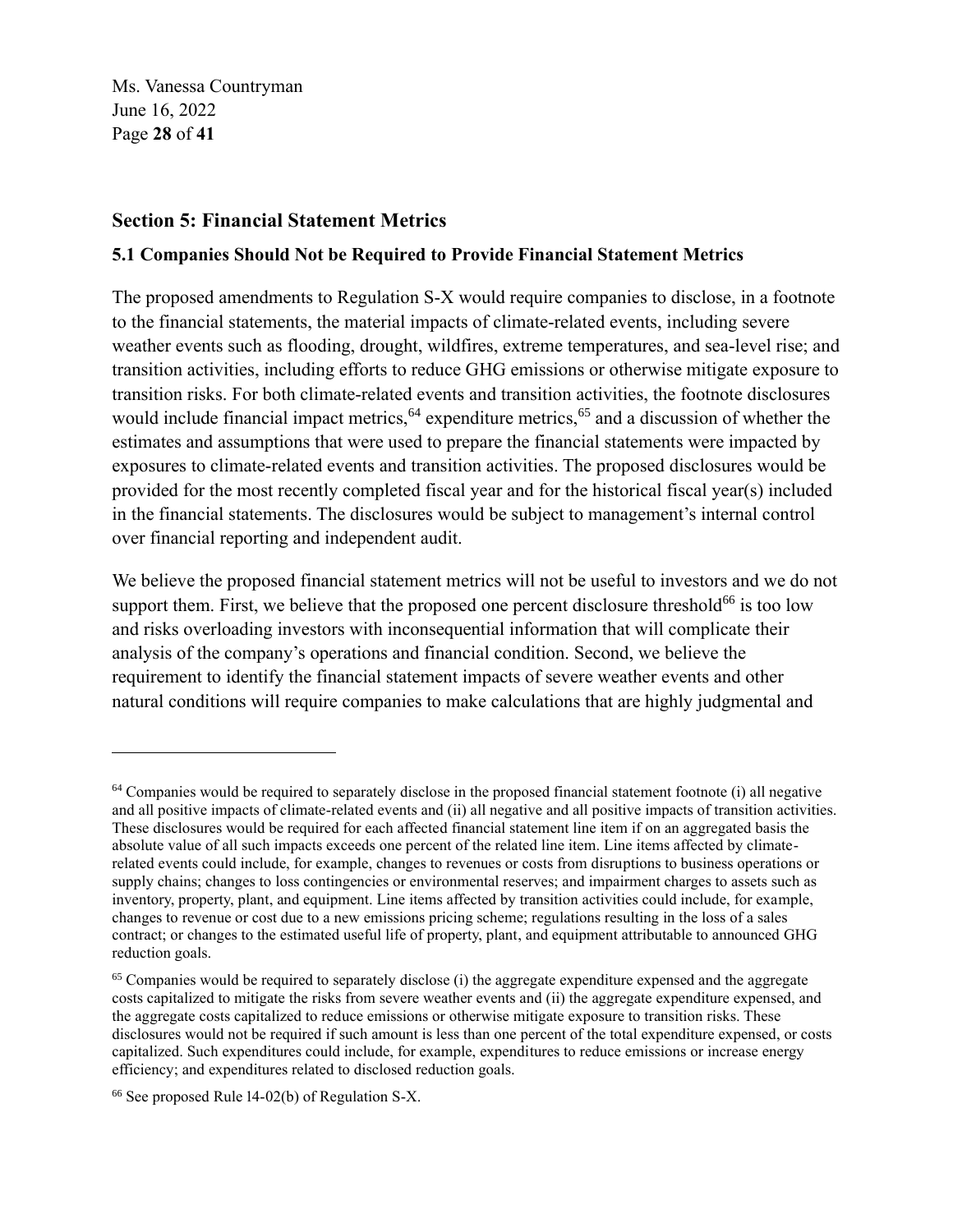## Section 5: Financial Statement Metrics

### 5.1 Companies Should Not be Required to Provide Financial Statement Metrics

The proposed amendments to Regulation S-X would require companies to disclose, in a footnote to the financial statements, the material impacts of climate-related events, including severe weather events such as flooding, drought, wildfires, extreme temperatures, and sea-level rise; and transition activities, including efforts to reduce GHG emissions or otherwise mitigate exposure to transition risks. For both climate-related events and transition activities, the footnote disclosures would include financial impact metrics,[64] expenditure metrics,[65] and a discussion of whether the estimates and assumptions that were used to prepare the financial statements were impacted by exposures to climate-related events and transition activities. The proposed disclosures would be provided for the most recently completed fiscal year and for the historical fiscal year(s) included in the financial statements. The disclosures would be subject to management's internal control over financial reporting and independent audit.

We believe the proposed financial statement metrics will not be useful to investors and we do not support them. First, we believe that the proposed one percent disclosure threshold[66] is too low and risks overloading investors with inconsequential information that will complicate their analysis of the company's operations and financial condition. Second, we believe the requirement to identify the financial statement impacts of severe weather events and other natural conditions will require companies to make calculations that are highly judgmental and

---

[64] Companies would be required to separately disclose in the proposed financial statement footnote (i) all negative and all positive impacts of climate-related events and (ii) all negative and all positive impacts of transition activities. These disclosures would be required for each affected financial statement line item if on an aggregated basis the absolute value of all such impacts exceeds one percent of the related line item. Line items affected by climate-related events could include, for example, changes to revenues or costs from disruptions to business operations or supply chains; changes to loss contingencies or environmental reserves; and impairment charges to assets such as inventory, property, plant, and equipment. Line items affected by transition activities could include, for example, changes to revenue or cost due to a new emissions pricing scheme; regulations resulting in the loss of a sales contract; or changes to the estimated useful life of property, plant, and equipment attributable to announced GHG reduction goals.

[65] Companies would be required to separately disclose (i) the aggregate expenditure expensed and the aggregate costs capitalized to mitigate the risks from severe weather events and (ii) the aggregate expenditure expensed, and the aggregate costs capitalized to reduce emissions or otherwise mitigate exposure to transition risks. These disclosures would not be required if such amount is less than one percent of the total expenditure expensed, or costs capitalized. Such expenditures could include, for example, expenditures to reduce emissions or increase energy efficiency; and expenditures related to disclosed reduction goals.

[66] See proposed Rule 14-02(b) of Regulation S-X.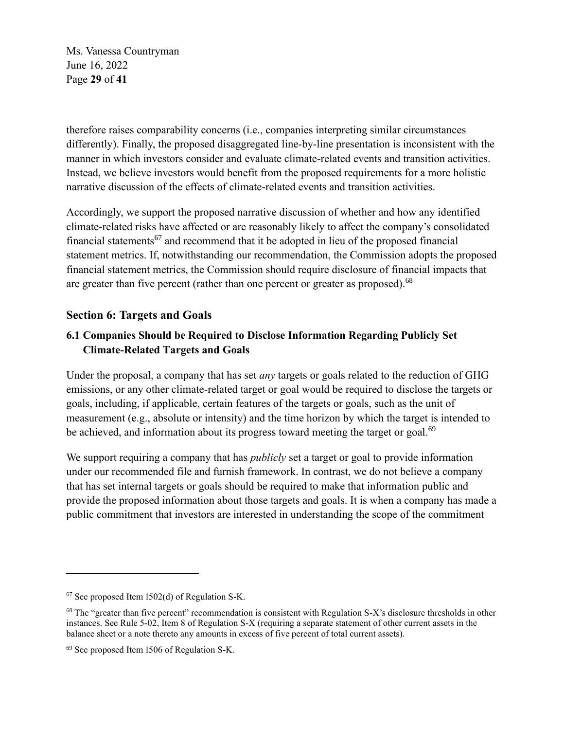therefore raises comparability concerns (i.e., companies interpreting similar circumstances differently). Finally, the proposed disaggregated line-by-line presentation is inconsistent with the manner in which investors consider and evaluate climate-related events and transition activities. Instead, we believe investors would benefit from the proposed requirements for a more holistic narrative discussion of the effects of climate-related events and transition activities.

Accordingly, we support the proposed narrative discussion of whether and how any identified climate-related risks have affected or are reasonably likely to affect the company's consolidated financial statements[67] and recommend that it be adopted in lieu of the proposed financial statement metrics. If, notwithstanding our recommendation, the Commission adopts the proposed financial statement metrics, the Commission should require disclosure of financial impacts that are greater than five percent (rather than one percent or greater as proposed).[68]

## Section 6: Targets and Goals

### 6.1 Companies Should be Required to Disclose Information Regarding Publicly Set Climate-Related Targets and Goals

Under the proposal, a company that has set *any* targets or goals related to the reduction of GHG emissions, or any other climate-related target or goal would be required to disclose the targets or goals, including, if applicable, certain features of the targets or goals, such as the unit of measurement (e.g., absolute or intensity) and the time horizon by which the target is intended to be achieved, and information about its progress toward meeting the target or goal.[69]

We support requiring a company that has *publicly* set a target or goal to provide information under our recommended file and furnish framework. In contrast, we do not believe a company that has set internal targets or goals should be required to make that information public and provide the proposed information about those targets and goals. It is when a company has made a public commitment that investors are interested in understanding the scope of the commitment

---

[67] See proposed Item 1502(d) of Regulation S-K.

[68] The "greater than five percent" recommendation is consistent with Regulation S-X's disclosure thresholds in other instances. See Rule 5-02, Item 8 of Regulation S-X (requiring a separate statement of other current assets in the balance sheet or a note thereto any amounts in excess of five percent of total current assets).

[69] See proposed Item 1506 of Regulation S-K.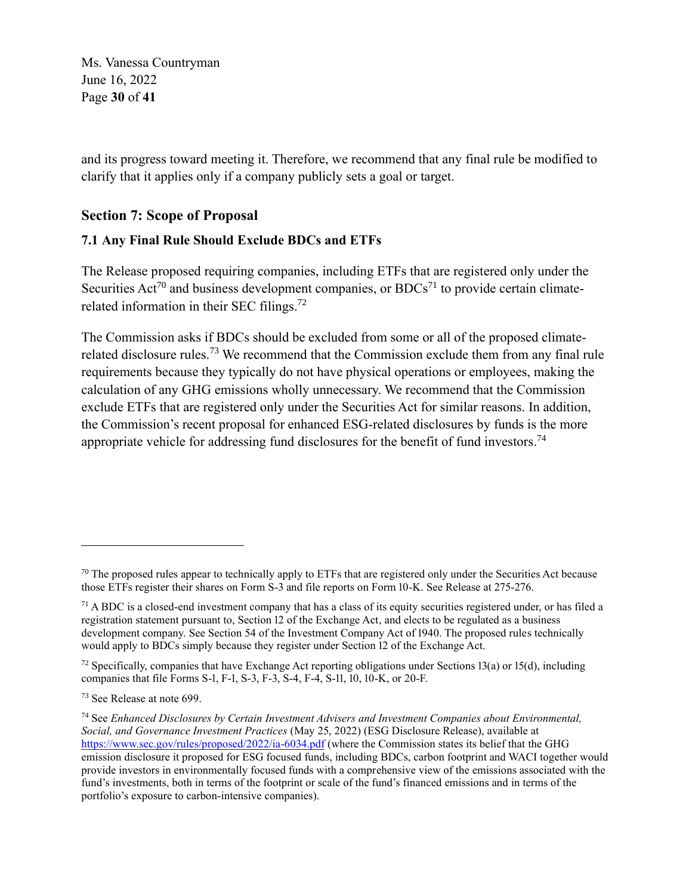and its progress toward meeting it. Therefore, we recommend that any final rule be modified to clarify that it applies only if a company publicly sets a goal or target.

## Section 7: Scope of Proposal

### 7.1 Any Final Rule Should Exclude BDCs and ETFs

The Release proposed requiring companies, including ETFs that are registered only under the Securities Act[70] and business development companies, or BDCs[71] to provide certain climate-related information in their SEC filings.[72]

The Commission asks if BDCs should be excluded from some or all of the proposed climate-related disclosure rules.[73] We recommend that the Commission exclude them from any final rule requirements because they typically do not have physical operations or employees, making the calculation of any GHG emissions wholly unnecessary. We recommend that the Commission exclude ETFs that are registered only under the Securities Act for similar reasons. In addition, the Commission's recent proposal for enhanced ESG-related disclosures by funds is the more appropriate vehicle for addressing fund disclosures for the benefit of fund investors.[74]

---

[70] The proposed rules appear to technically apply to ETFs that are registered only under the Securities Act because those ETFs register their shares on Form S-3 and file reports on Form 10-K. See Release at 275-276.

[71] A BDC is a closed-end investment company that has a class of its equity securities registered under, or has filed a registration statement pursuant to, Section 12 of the Exchange Act, and elects to be regulated as a business development company. See Section 54 of the Investment Company Act of 1940. The proposed rules technically would apply to BDCs simply because they register under Section 12 of the Exchange Act.

[72] Specifically, companies that have Exchange Act reporting obligations under Sections 13(a) or 15(d), including companies that file Forms S-1, F-1, S-3, F-3, S-4, F-4, S-11, 10, 10-K, or 20-F.

[73] See Release at note 699.

[74] See *Enhanced Disclosures by Certain Investment Advisers and Investment Companies about Environmental, Social, and Governance Investment Practices* (May 25, 2022) (ESG Disclosure Release), available at https://www.sec.gov/rules/proposed/2022/ia-6034.pdf (where the Commission states its belief that the GHG emission disclosure it proposed for ESG focused funds, including BDCs, carbon footprint and WACI together would provide investors in environmentally focused funds with a comprehensive view of the emissions associated with the fund's investments, both in terms of the footprint or scale of the fund's financed emissions and in terms of the portfolio's exposure to carbon-intensive companies).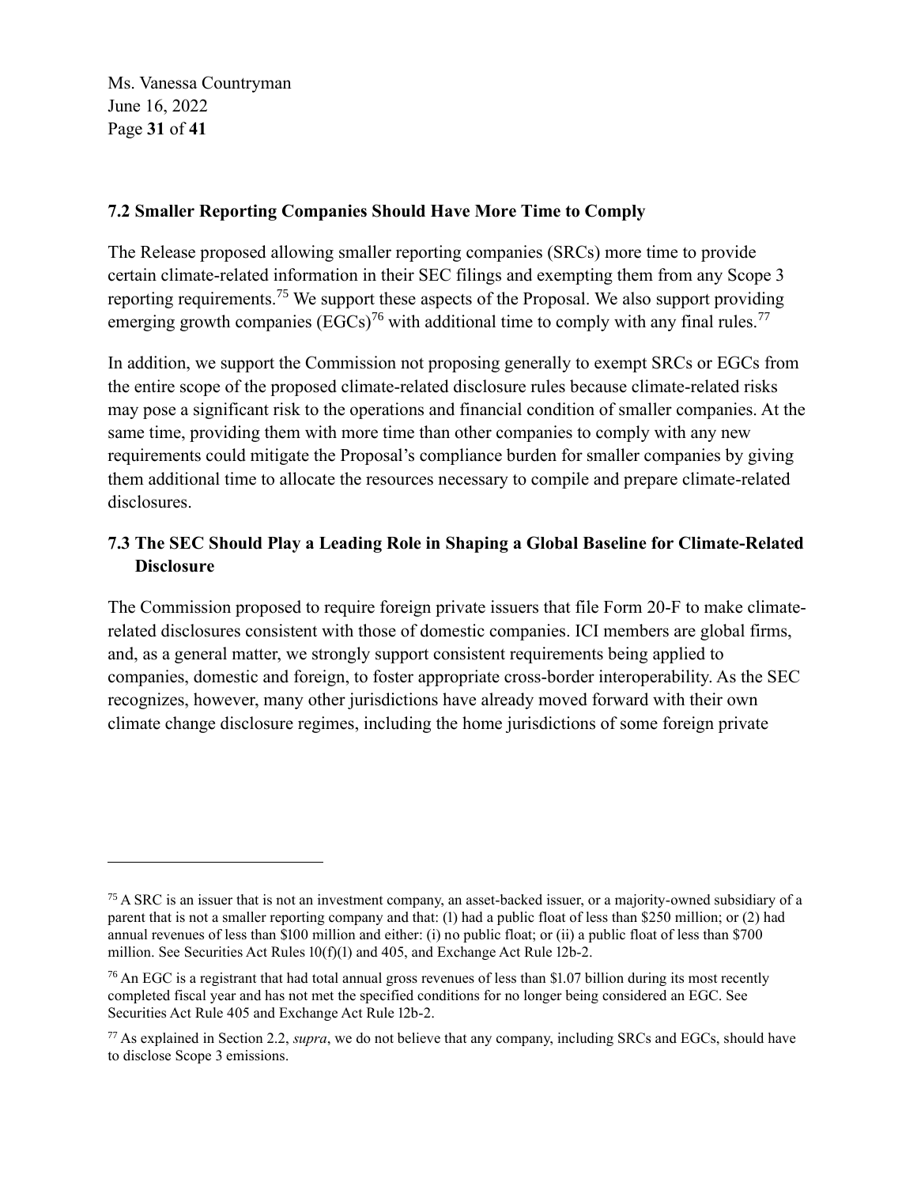### 7.2 Smaller Reporting Companies Should Have More Time to Comply

The Release proposed allowing smaller reporting companies (SRCs) more time to provide certain climate-related information in their SEC filings and exempting them from any Scope 3 reporting requirements.[75] We support these aspects of the Proposal. We also support providing emerging growth companies (EGCs)[76] with additional time to comply with any final rules.[77]

In addition, we support the Commission not proposing generally to exempt SRCs or EGCs from the entire scope of the proposed climate-related disclosure rules because climate-related risks may pose a significant risk to the operations and financial condition of smaller companies. At the same time, providing them with more time than other companies to comply with any new requirements could mitigate the Proposal's compliance burden for smaller companies by giving them additional time to allocate the resources necessary to compile and prepare climate-related disclosures.

### 7.3 The SEC Should Play a Leading Role in Shaping a Global Baseline for Climate-Related Disclosure

The Commission proposed to require foreign private issuers that file Form 20-F to make climate-related disclosures consistent with those of domestic companies. ICI members are global firms, and, as a general matter, we strongly support consistent requirements being applied to companies, domestic and foreign, to foster appropriate cross-border interoperability. As the SEC recognizes, however, many other jurisdictions have already moved forward with their own climate change disclosure regimes, including the home jurisdictions of some foreign private

---

[75] A SRC is an issuer that is not an investment company, an asset-backed issuer, or a majority-owned subsidiary of a parent that is not a smaller reporting company and that: (1) had a public float of less than $250 million; or (2) had annual revenues of less than $100 million and either: (i) no public float; or (ii) a public float of less than $700 million. See Securities Act Rules 10(f)(1) and 405, and Exchange Act Rule 12b-2.

[76] An EGC is a registrant that had total annual gross revenues of less than $1.07 billion during its most recently completed fiscal year and has not met the specified conditions for no longer being considered an EGC. See Securities Act Rule 405 and Exchange Act Rule 12b-2.

[77] As explained in Section 2.2, *supra*, we do not believe that any company, including SRCs and EGCs, should have to disclose Scope 3 emissions.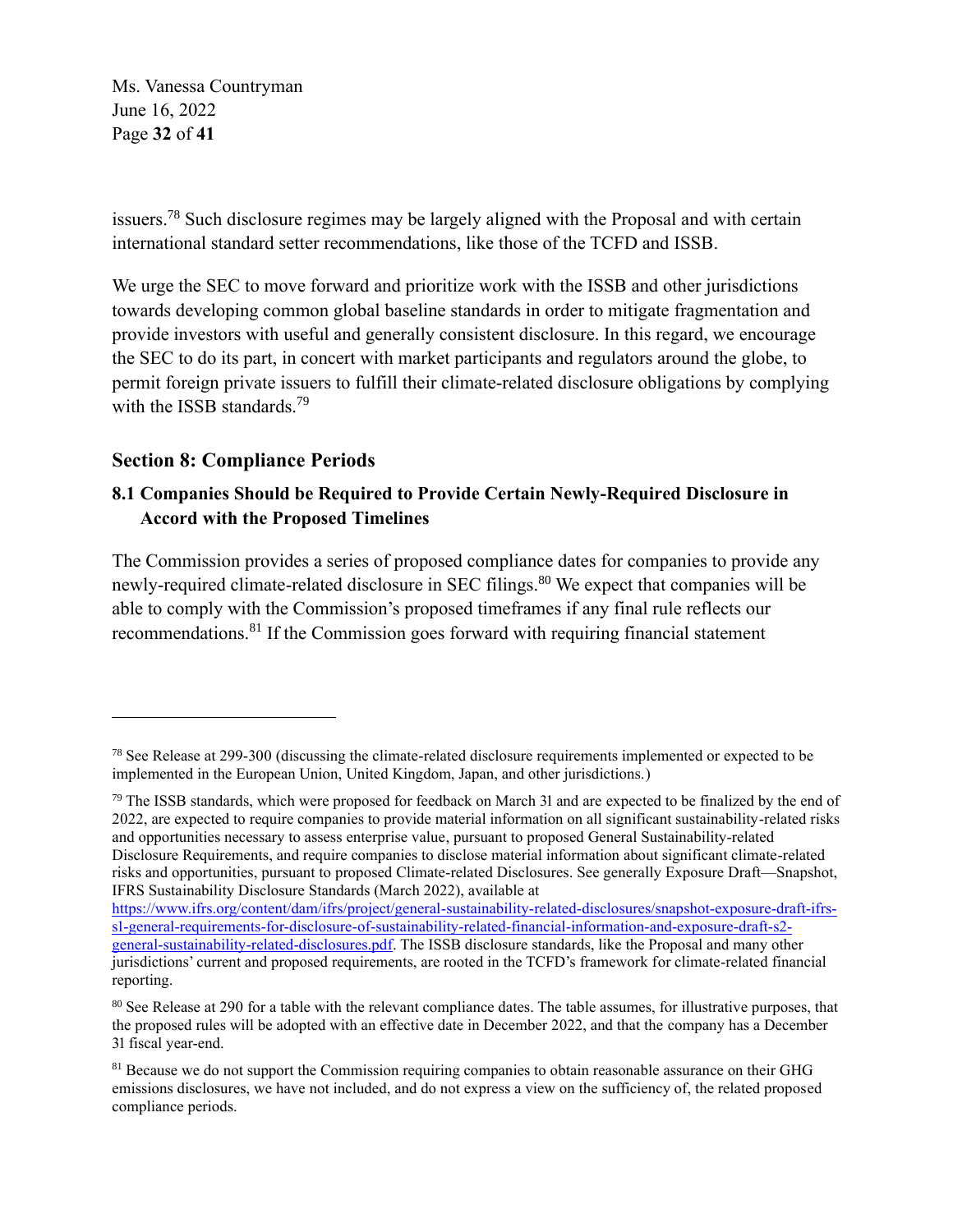issuers.[78] Such disclosure regimes may be largely aligned with the Proposal and with certain international standard setter recommendations, like those of the TCFD and ISSB.

We urge the SEC to move forward and prioritize work with the ISSB and other jurisdictions towards developing common global baseline standards in order to mitigate fragmentation and provide investors with useful and generally consistent disclosure. In this regard, we encourage the SEC to do its part, in concert with market participants and regulators around the globe, to permit foreign private issuers to fulfill their climate-related disclosure obligations by complying with the ISSB standards.[79]

## Section 8: Compliance Periods

### 8.1 Companies Should be Required to Provide Certain Newly-Required Disclosure in Accord with the Proposed Timelines

The Commission provides a series of proposed compliance dates for companies to provide any newly-required climate-related disclosure in SEC filings.[80] We expect that companies will be able to comply with the Commission's proposed timeframes if any final rule reflects our recommendations.[81] If the Commission goes forward with requiring financial statement

---

[78] See Release at 299-300 (discussing the climate-related disclosure requirements implemented or expected to be implemented in the European Union, United Kingdom, Japan, and other jurisdictions.)

[79] The ISSB standards, which were proposed for feedback on March 31 and are expected to be finalized by the end of 2022, are expected to require companies to provide material information on all significant sustainability-related risks and opportunities necessary to assess enterprise value, pursuant to proposed General Sustainability-related Disclosure Requirements, and require companies to disclose material information about significant climate-related risks and opportunities, pursuant to proposed Climate-related Disclosures. See generally Exposure Draft—Snapshot, IFRS Sustainability Disclosure Standards (March 2022), available at https://www.ifrs.org/content/dam/ifrs/project/general-sustainability-related-disclosures/snapshot-exposure-draft-ifrs-s1-general-requirements-for-disclosure-of-sustainability-related-financial-information-and-exposure-draft-s2-general-sustainability-related-disclosures.pdf. The ISSB disclosure standards, like the Proposal and many other jurisdictions' current and proposed requirements, are rooted in the TCFD's framework for climate-related financial reporting.

[80] See Release at 290 for a table with the relevant compliance dates. The table assumes, for illustrative purposes, that the proposed rules will be adopted with an effective date in December 2022, and that the company has a December 31 fiscal year-end.

[81] Because we do not support the Commission requiring companies to obtain reasonable assurance on their GHG emissions disclosures, we have not included, and do not express a view on the sufficiency of, the related proposed compliance periods.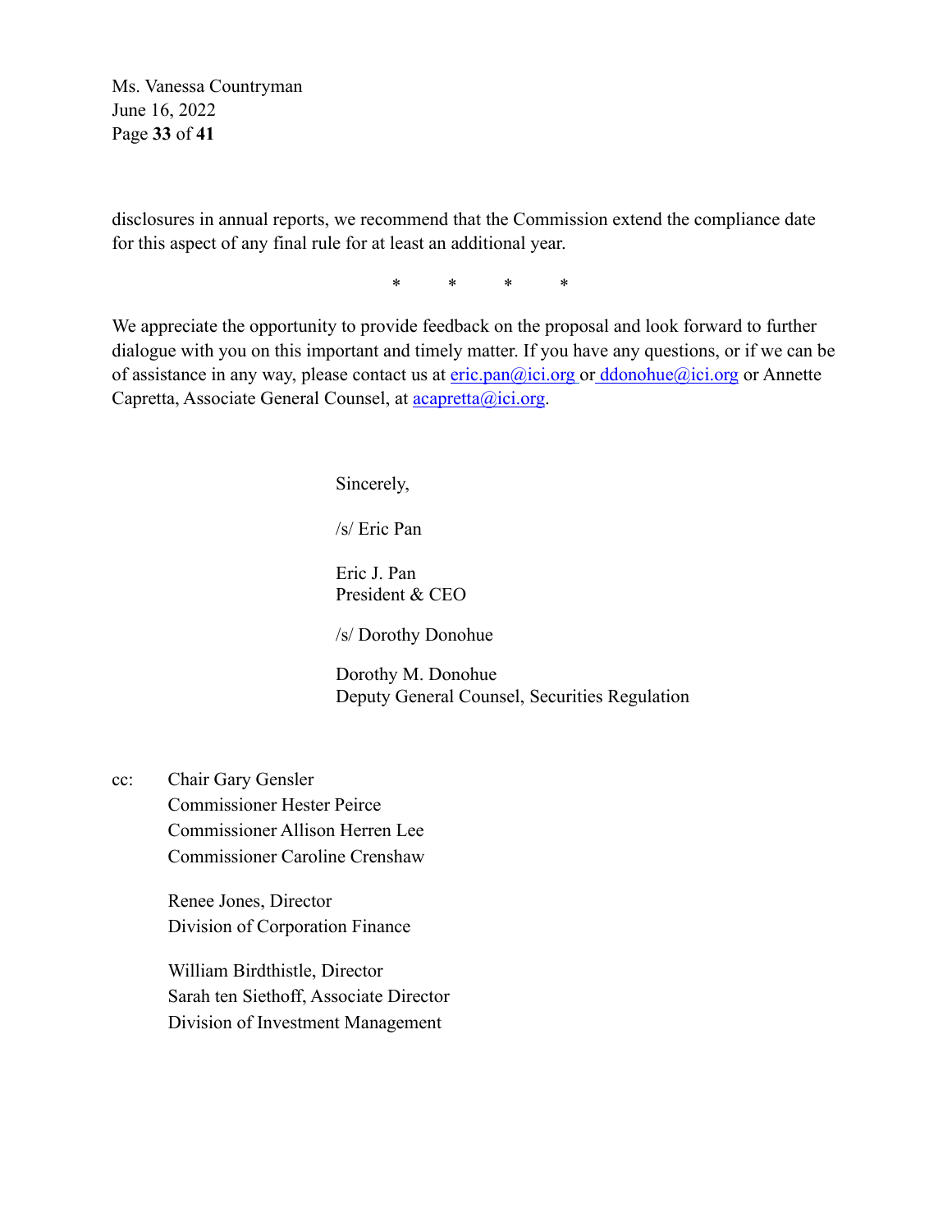disclosures in annual reports, we recommend that the Commission extend the compliance date for this aspect of any final rule for at least an additional year.

\* \* \* \*

We appreciate the opportunity to provide feedback on the proposal and look forward to further dialogue with you on this important and timely matter. If you have any questions, or if we can be of assistance in any way, please contact us at eric.pan@ici.org or ddonohue@ici.org or Annette Capretta, Associate General Counsel, at acapretta@ici.org.

Sincerely,

/s/ Eric Pan

Eric J. Pan
President & CEO

/s/ Dorothy Donohue

Dorothy M. Donohue
Deputy General Counsel, Securities Regulation

cc: Chair Gary Gensler
Commissioner Hester Peirce
Commissioner Allison Herren Lee
Commissioner Caroline Crenshaw

Renee Jones, Director
Division of Corporation Finance

William Birdthistle, Director
Sarah ten Siethoff, Associate Director
Division of Investment Management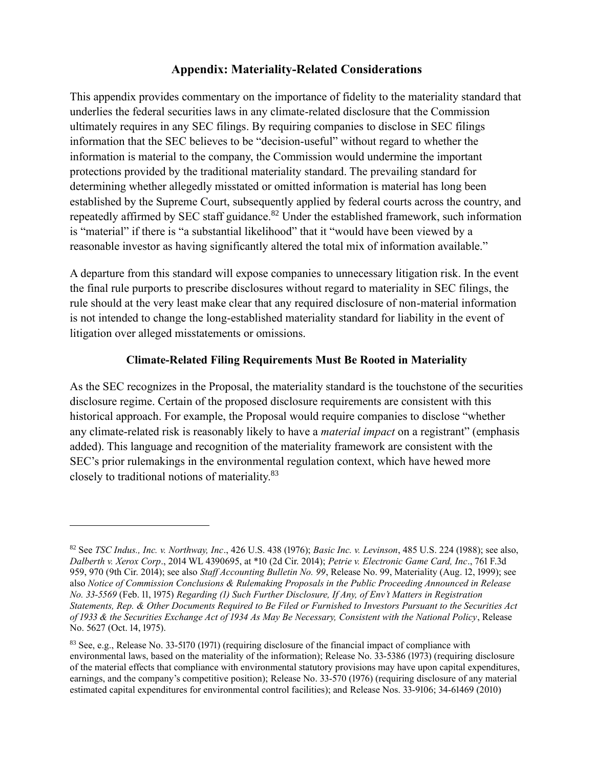## Appendix: Materiality-Related Considerations

This appendix provides commentary on the importance of fidelity to the materiality standard that underlies the federal securities laws in any climate-related disclosure that the Commission ultimately requires in any SEC filings. By requiring companies to disclose in SEC filings information that the SEC believes to be "decision-useful" without regard to whether the information is material to the company, the Commission would undermine the important protections provided by the traditional materiality standard. The prevailing standard for determining whether allegedly misstated or omitted information is material has long been established by the Supreme Court, subsequently applied by federal courts across the country, and repeatedly affirmed by SEC staff guidance.[82] Under the established framework, such information is "material" if there is "a substantial likelihood" that it "would have been viewed by a reasonable investor as having significantly altered the total mix of information available."

A departure from this standard will expose companies to unnecessary litigation risk. In the event the final rule purports to prescribe disclosures without regard to materiality in SEC filings, the rule should at the very least make clear that any required disclosure of non-material information is not intended to change the long-established materiality standard for liability in the event of litigation over alleged misstatements or omissions.

### Climate-Related Filing Requirements Must Be Rooted in Materiality

As the SEC recognizes in the Proposal, the materiality standard is the touchstone of the securities disclosure regime. Certain of the proposed disclosure requirements are consistent with this historical approach. For example, the Proposal would require companies to disclose "whether any climate-related risk is reasonably likely to have a *material impact* on a registrant" (emphasis added). This language and recognition of the materiality framework are consistent with the SEC's prior rulemakings in the environmental regulation context, which have hewed more closely to traditional notions of materiality.[83]

---

[82] See *TSC Indus., Inc. v. Northway, Inc*., 426 U.S. 438 (1976); *Basic Inc. v. Levinson*, 485 U.S. 224 (1988); see also, *Dalberth v. Xerox Corp*., 2014 WL 4390695, at *10 (2d Cir. 2014); *Petrie v. Electronic Game Card, Inc*., 761 F.3d 959, 970 (9th Cir. 2014); see also *Staff Accounting Bulletin No. 99*, Release No. 99, Materiality (Aug. 12, 1999); see also *Notice of Commission Conclusions & Rulemaking Proposals in the Public Proceeding Announced in Release No. 33-5569* (Feb. 11, 1975) *Regarding (1) Such Further Disclosure, If Any, of Env't Matters in Registration Statements, Rep. & Other Documents Required to Be Filed or Furnished to Investors Pursuant to the Securities Act of 1933 & the Securities Exchange Act of 1934 As May Be Necessary, Consistent with the National Policy*, Release No. 5627 (Oct. 14, 1975).

[83] See, e.g., Release No. 33-5170 (1971) (requiring disclosure of the financial impact of compliance with environmental laws, based on the materiality of the information); Release No. 33-5386 (1973) (requiring disclosure of the material effects that compliance with environmental statutory provisions may have upon capital expenditures, earnings, and the company's competitive position); Release No. 33-570 (1976) (requiring disclosure of any material estimated capital expenditures for environmental control facilities); and Release Nos. 33-9106; 34-61469 (2010)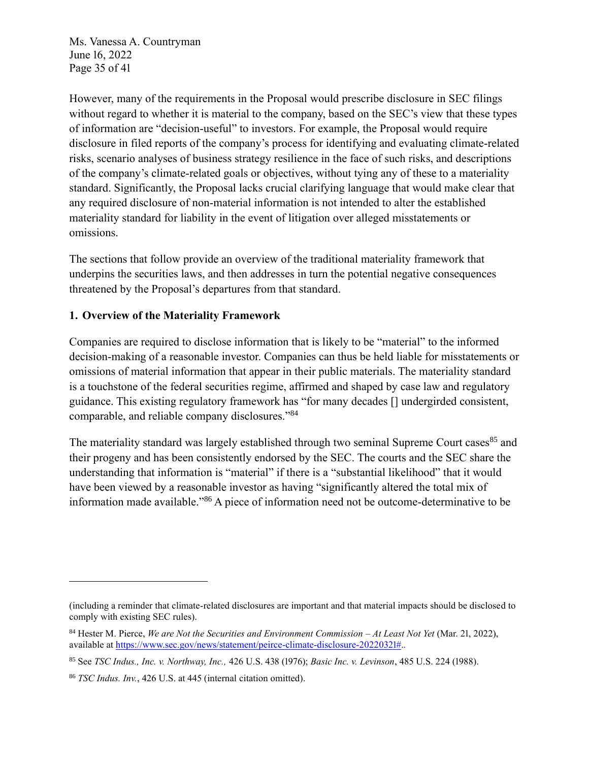However, many of the requirements in the Proposal would prescribe disclosure in SEC filings without regard to whether it is material to the company, based on the SEC's view that these types of information are "decision-useful" to investors. For example, the Proposal would require disclosure in filed reports of the company's process for identifying and evaluating climate-related risks, scenario analyses of business strategy resilience in the face of such risks, and descriptions of the company's climate-related goals or objectives, without tying any of these to a materiality standard. Significantly, the Proposal lacks crucial clarifying language that would make clear that any required disclosure of non-material information is not intended to alter the established materiality standard for liability in the event of litigation over alleged misstatements or omissions.

The sections that follow provide an overview of the traditional materiality framework that underpins the securities laws, and then addresses in turn the potential negative consequences threatened by the Proposal's departures from that standard.

**1. Overview of the Materiality Framework**

Companies are required to disclose information that is likely to be "material" to the informed decision-making of a reasonable investor. Companies can thus be held liable for misstatements or omissions of material information that appear in their public materials. The materiality standard is a touchstone of the federal securities regime, affirmed and shaped by case law and regulatory guidance. This existing regulatory framework has "for many decades [] undergirded consistent, comparable, and reliable company disclosures."[84]

The materiality standard was largely established through two seminal Supreme Court cases[85] and their progeny and has been consistently endorsed by the SEC. The courts and the SEC share the understanding that information is "material" if there is a "substantial likelihood" that it would have been viewed by a reasonable investor as having "significantly altered the total mix of information made available."[86] A piece of information need not be outcome-determinative to be

---

(including a reminder that climate-related disclosures are important and that material impacts should be disclosed to comply with existing SEC rules).

[84] Hester M. Pierce, *We are Not the Securities and Environment Commission – At Least Not Yet* (Mar. 21, 2022), available at https://www.sec.gov/news/statement/peirce-climate-disclosure-20220321#..

[85] See *TSC Indus., Inc. v. Northway, Inc.,* 426 U.S. 438 (1976); *Basic Inc. v. Levinson*, 485 U.S. 224 (1988).

[86] *TSC Indus. Inv.*, 426 U.S. at 445 (internal citation omitted).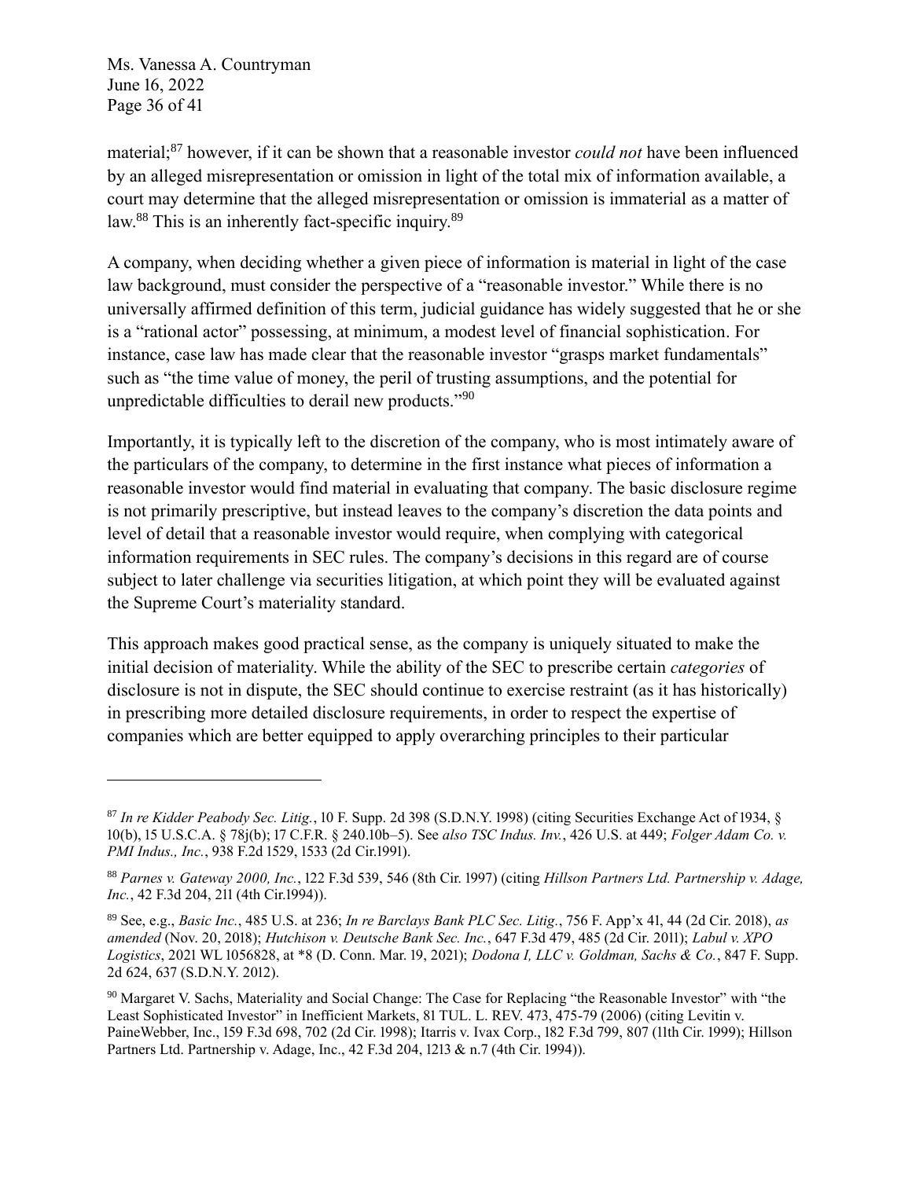material;[87] however, if it can be shown that a reasonable investor *could not* have been influenced by an alleged misrepresentation or omission in light of the total mix of information available, a court may determine that the alleged misrepresentation or omission is immaterial as a matter of law.[88] This is an inherently fact-specific inquiry.[89]

A company, when deciding whether a given piece of information is material in light of the case law background, must consider the perspective of a "reasonable investor." While there is no universally affirmed definition of this term, judicial guidance has widely suggested that he or she is a "rational actor" possessing, at minimum, a modest level of financial sophistication. For instance, case law has made clear that the reasonable investor "grasps market fundamentals" such as "the time value of money, the peril of trusting assumptions, and the potential for unpredictable difficulties to derail new products."[90]

Importantly, it is typically left to the discretion of the company, who is most intimately aware of the particulars of the company, to determine in the first instance what pieces of information a reasonable investor would find material in evaluating that company. The basic disclosure regime is not primarily prescriptive, but instead leaves to the company's discretion the data points and level of detail that a reasonable investor would require, when complying with categorical information requirements in SEC rules. The company's decisions in this regard are of course subject to later challenge via securities litigation, at which point they will be evaluated against the Supreme Court's materiality standard.

This approach makes good practical sense, as the company is uniquely situated to make the initial decision of materiality. While the ability of the SEC to prescribe certain *categories* of disclosure is not in dispute, the SEC should continue to exercise restraint (as it has historically) in prescribing more detailed disclosure requirements, in order to respect the expertise of companies which are better equipped to apply overarching principles to their particular

---

[87] *In re Kidder Peabody Sec. Litig.*, 10 F. Supp. 2d 398 (S.D.N.Y. 1998) (citing Securities Exchange Act of 1934, § 10(b), 15 U.S.C.A. § 78j(b); 17 C.F.R. § 240.10b–5). See *also TSC Indus. Inv.*, 426 U.S. at 449; *Folger Adam Co. v. PMI Indus., Inc.*, 938 F.2d 1529, 1533 (2d Cir.1991).

[88] *Parnes v. Gateway 2000, Inc.*, 122 F.3d 539, 546 (8th Cir. 1997) (citing *Hillson Partners Ltd. Partnership v. Adage, Inc.*, 42 F.3d 204, 211 (4th Cir.1994)).

[89] See, e.g., *Basic Inc.*, 485 U.S. at 236; *In re Barclays Bank PLC Sec. Litig.*, 756 F. App'x 41, 44 (2d Cir. 2018), *as amended* (Nov. 20, 2018); *Hutchison v. Deutsche Bank Sec. Inc.*, 647 F.3d 479, 485 (2d Cir. 2011); *Labul v. XPO Logistics*, 2021 WL 1056828, at *8 (D. Conn. Mar. 19, 2021); *Dodona I, LLC v. Goldman, Sachs & Co.*, 847 F. Supp. 2d 624, 637 (S.D.N.Y. 2012).

[90] Margaret V. Sachs, Materiality and Social Change: The Case for Replacing "the Reasonable Investor" with "the Least Sophisticated Investor" in Inefficient Markets, 81 TUL. L. REV. 473, 475-79 (2006) (citing Levitin v. PaineWebber, Inc., 159 F.3d 698, 702 (2d Cir. 1998); Itarris v. Ivax Corp., 182 F.3d 799, 807 (11th Cir. 1999); Hillson Partners Ltd. Partnership v. Adage, Inc., 42 F.3d 204, 1213 & n.7 (4th Cir. 1994)).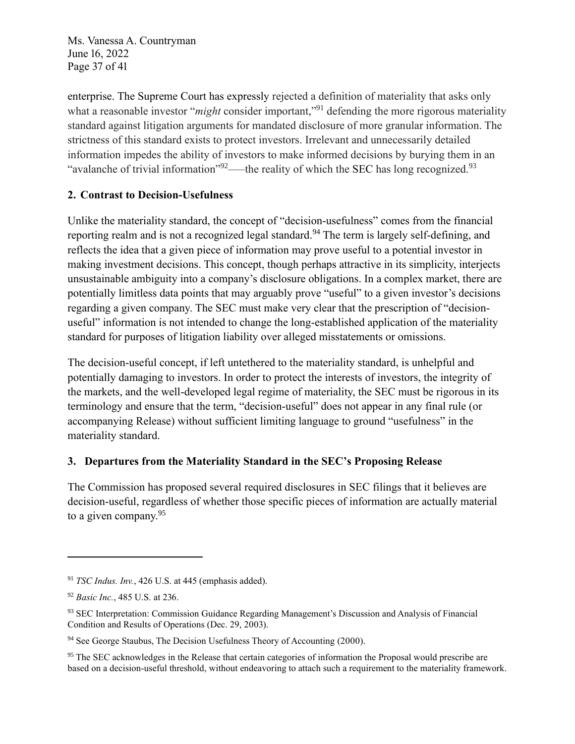enterprise. The Supreme Court has expressly rejected a definition of materiality that asks only what a reasonable investor "*might* consider important,"[91] defending the more rigorous materiality standard against litigation arguments for mandated disclosure of more granular information. The strictness of this standard exists to protect investors. Irrelevant and unnecessarily detailed information impedes the ability of investors to make informed decisions by burying them in an "avalanche of trivial information"[92]—the reality of which the SEC has long recognized.[93]

### 2. Contrast to Decision-Usefulness

Unlike the materiality standard, the concept of "decision-usefulness" comes from the financial reporting realm and is not a recognized legal standard.[94] The term is largely self-defining, and reflects the idea that a given piece of information may prove useful to a potential investor in making investment decisions. This concept, though perhaps attractive in its simplicity, interjects unsustainable ambiguity into a company's disclosure obligations. In a complex market, there are potentially limitless data points that may arguably prove "useful" to a given investor's decisions regarding a given company. The SEC must make very clear that the prescription of "decision-useful" information is not intended to change the long-established application of the materiality standard for purposes of litigation liability over alleged misstatements or omissions.

The decision-useful concept, if left untethered to the materiality standard, is unhelpful and potentially damaging to investors. In order to protect the interests of investors, the integrity of the markets, and the well-developed legal regime of materiality, the SEC must be rigorous in its terminology and ensure that the term, "decision-useful" does not appear in any final rule (or accompanying Release) without sufficient limiting language to ground "usefulness" in the materiality standard.

### 3. Departures from the Materiality Standard in the SEC's Proposing Release

The Commission has proposed several required disclosures in SEC filings that it believes are decision-useful, regardless of whether those specific pieces of information are actually material to a given company.[95]

---

[91] *TSC Indus. Inv.*, 426 U.S. at 445 (emphasis added).

[92] *Basic Inc.*, 485 U.S. at 236.

[93] SEC Interpretation: Commission Guidance Regarding Management's Discussion and Analysis of Financial Condition and Results of Operations (Dec. 29, 2003).

[94] See George Staubus, The Decision Usefulness Theory of Accounting (2000).

[95] The SEC acknowledges in the Release that certain categories of information the Proposal would prescribe are based on a decision-useful threshold, without endeavoring to attach such a requirement to the materiality framework.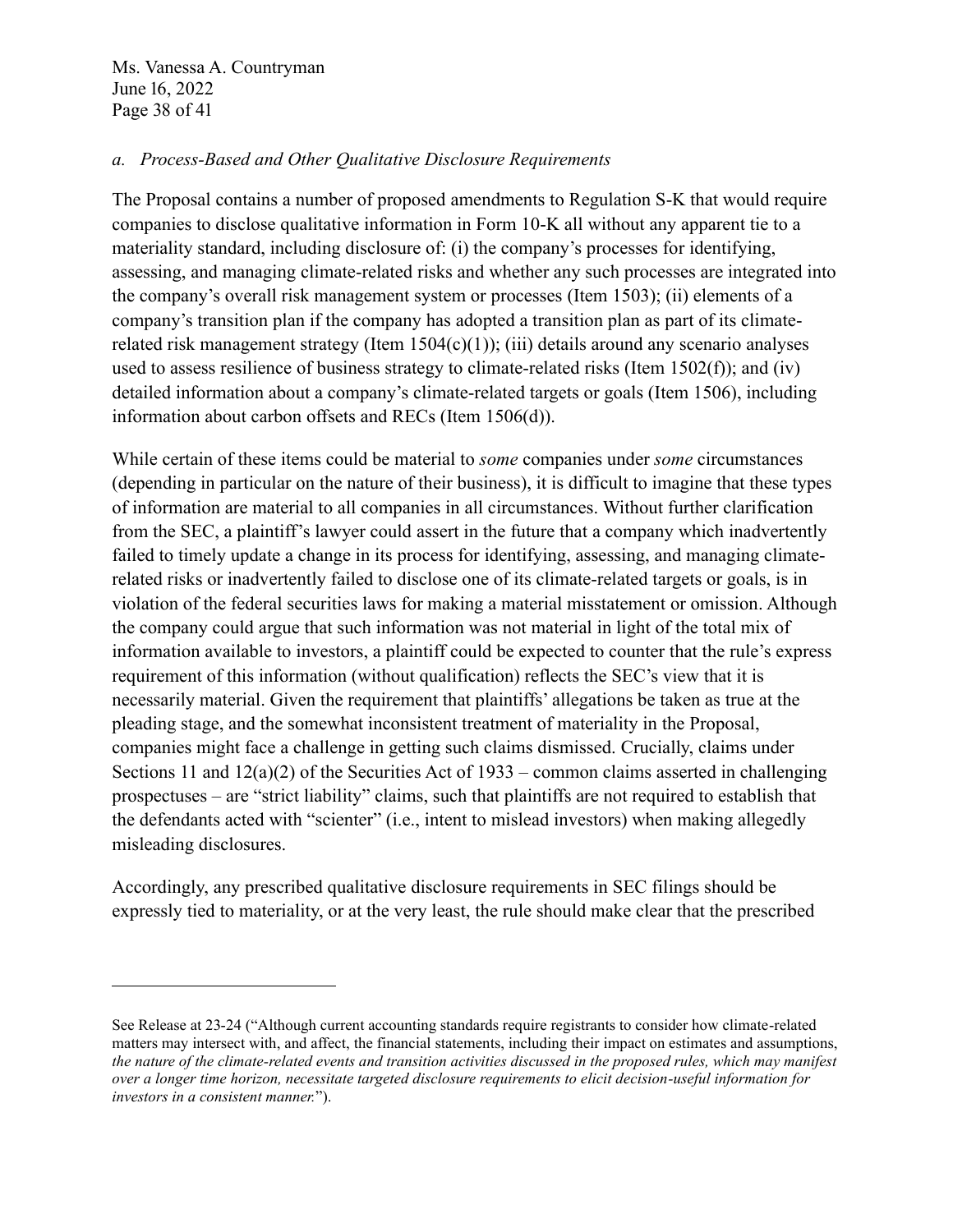*a. Process-Based and Other Qualitative Disclosure Requirements*

The Proposal contains a number of proposed amendments to Regulation S-K that would require companies to disclose qualitative information in Form 10-K all without any apparent tie to a materiality standard, including disclosure of: (i) the company's processes for identifying, assessing, and managing climate-related risks and whether any such processes are integrated into the company's overall risk management system or processes (Item 1503); (ii) elements of a company's transition plan if the company has adopted a transition plan as part of its climate-related risk management strategy (Item 1504(c)(1)); (iii) details around any scenario analyses used to assess resilience of business strategy to climate-related risks (Item 1502(f)); and (iv) detailed information about a company's climate-related targets or goals (Item 1506), including information about carbon offsets and RECs (Item 1506(d)).

While certain of these items could be material to *some* companies under *some* circumstances (depending in particular on the nature of their business), it is difficult to imagine that these types of information are material to all companies in all circumstances. Without further clarification from the SEC, a plaintiff's lawyer could assert in the future that a company which inadvertently failed to timely update a change in its process for identifying, assessing, and managing climate-related risks or inadvertently failed to disclose one of its climate-related targets or goals, is in violation of the federal securities laws for making a material misstatement or omission. Although the company could argue that such information was not material in light of the total mix of information available to investors, a plaintiff could be expected to counter that the rule's express requirement of this information (without qualification) reflects the SEC's view that it is necessarily material. Given the requirement that plaintiffs' allegations be taken as true at the pleading stage, and the somewhat inconsistent treatment of materiality in the Proposal, companies might face a challenge in getting such claims dismissed. Crucially, claims under Sections 11 and 12(a)(2) of the Securities Act of 1933 – common claims asserted in challenging prospectuses – are "strict liability" claims, such that plaintiffs are not required to establish that the defendants acted with "scienter" (i.e., intent to mislead investors) when making allegedly misleading disclosures.

Accordingly, any prescribed qualitative disclosure requirements in SEC filings should be expressly tied to materiality, or at the very least, the rule should make clear that the prescribed

---

See Release at 23-24 ("Although current accounting standards require registrants to consider how climate-related matters may intersect with, and affect, the financial statements, including their impact on estimates and assumptions, *the nature of the climate-related events and transition activities discussed in the proposed rules, which may manifest over a longer time horizon, necessitate targeted disclosure requirements to elicit decision-useful information for investors in a consistent manner.*").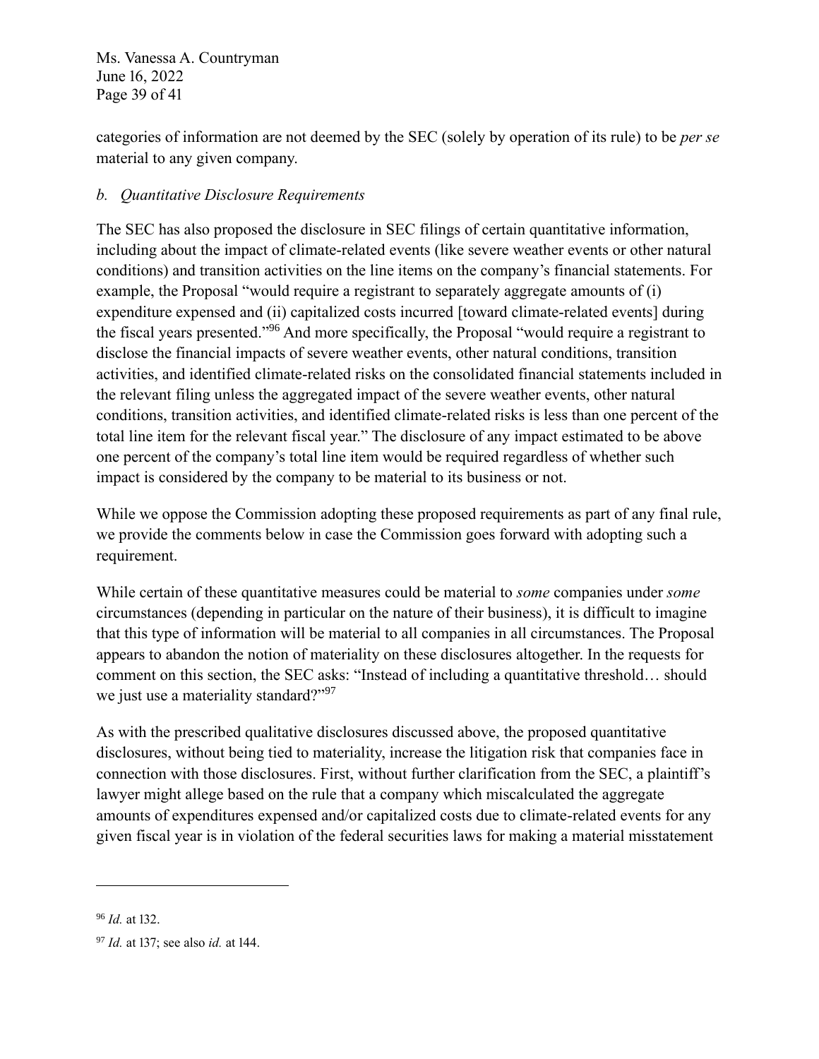categories of information are not deemed by the SEC (solely by operation of its rule) to be *per se* material to any given company.

*b. Quantitative Disclosure Requirements*

The SEC has also proposed the disclosure in SEC filings of certain quantitative information, including about the impact of climate-related events (like severe weather events or other natural conditions) and transition activities on the line items on the company's financial statements. For example, the Proposal "would require a registrant to separately aggregate amounts of (i) expenditure expensed and (ii) capitalized costs incurred [toward climate-related events] during the fiscal years presented."[96] And more specifically, the Proposal "would require a registrant to disclose the financial impacts of severe weather events, other natural conditions, transition activities, and identified climate-related risks on the consolidated financial statements included in the relevant filing unless the aggregated impact of the severe weather events, other natural conditions, transition activities, and identified climate-related risks is less than one percent of the total line item for the relevant fiscal year." The disclosure of any impact estimated to be above one percent of the company's total line item would be required regardless of whether such impact is considered by the company to be material to its business or not.

While we oppose the Commission adopting these proposed requirements as part of any final rule, we provide the comments below in case the Commission goes forward with adopting such a requirement.

While certain of these quantitative measures could be material to *some* companies under *some* circumstances (depending in particular on the nature of their business), it is difficult to imagine that this type of information will be material to all companies in all circumstances. The Proposal appears to abandon the notion of materiality on these disclosures altogether. In the requests for comment on this section, the SEC asks: "Instead of including a quantitative threshold… should we just use a materiality standard?"[97]

As with the prescribed qualitative disclosures discussed above, the proposed quantitative disclosures, without being tied to materiality, increase the litigation risk that companies face in connection with those disclosures. First, without further clarification from the SEC, a plaintiff's lawyer might allege based on the rule that a company which miscalculated the aggregate amounts of expenditures expensed and/or capitalized costs due to climate-related events for any given fiscal year is in violation of the federal securities laws for making a material misstatement

---

[96] *Id.* at 132.

[97] *Id.* at 137; see also *id.* at 144.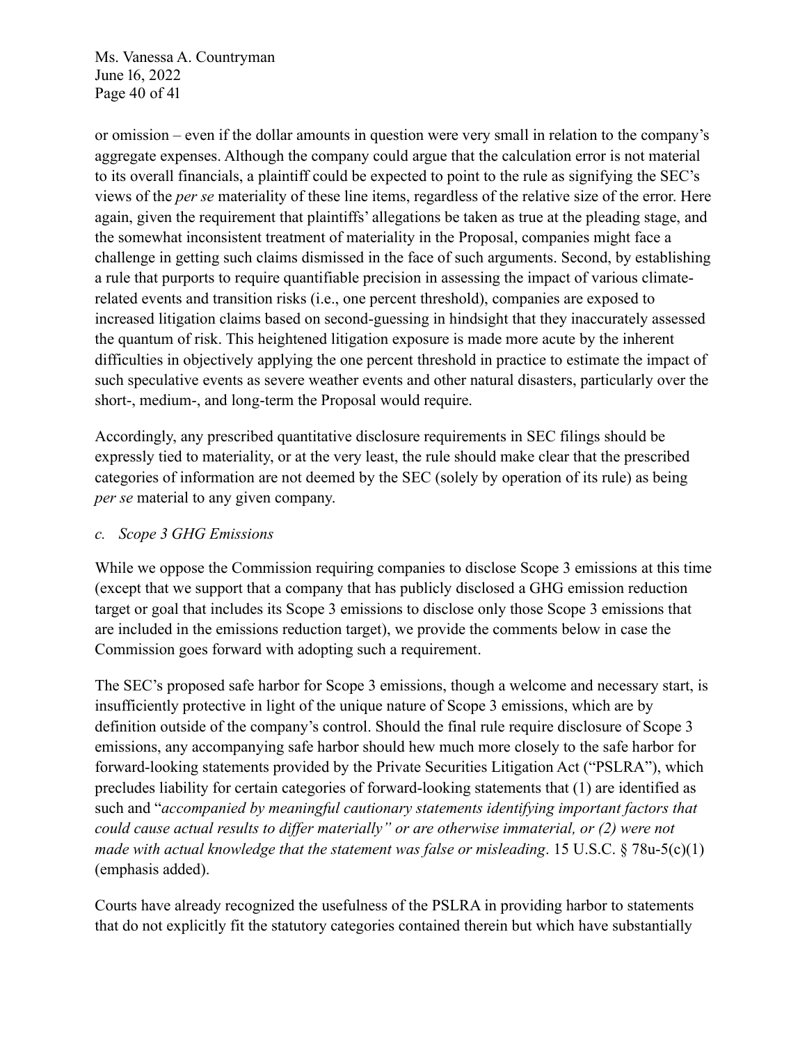or omission – even if the dollar amounts in question were very small in relation to the company's aggregate expenses. Although the company could argue that the calculation error is not material to its overall financials, a plaintiff could be expected to point to the rule as signifying the SEC's views of the *per se* materiality of these line items, regardless of the relative size of the error. Here again, given the requirement that plaintiffs' allegations be taken as true at the pleading stage, and the somewhat inconsistent treatment of materiality in the Proposal, companies might face a challenge in getting such claims dismissed in the face of such arguments. Second, by establishing a rule that purports to require quantifiable precision in assessing the impact of various climate-related events and transition risks (i.e., one percent threshold), companies are exposed to increased litigation claims based on second-guessing in hindsight that they inaccurately assessed the quantum of risk. This heightened litigation exposure is made more acute by the inherent difficulties in objectively applying the one percent threshold in practice to estimate the impact of such speculative events as severe weather events and other natural disasters, particularly over the short-, medium-, and long-term the Proposal would require.

Accordingly, any prescribed quantitative disclosure requirements in SEC filings should be expressly tied to materiality, or at the very least, the rule should make clear that the prescribed categories of information are not deemed by the SEC (solely by operation of its rule) as being *per se* material to any given company.

*c. Scope 3 GHG Emissions*

While we oppose the Commission requiring companies to disclose Scope 3 emissions at this time (except that we support that a company that has publicly disclosed a GHG emission reduction target or goal that includes its Scope 3 emissions to disclose only those Scope 3 emissions that are included in the emissions reduction target), we provide the comments below in case the Commission goes forward with adopting such a requirement.

The SEC's proposed safe harbor for Scope 3 emissions, though a welcome and necessary start, is insufficiently protective in light of the unique nature of Scope 3 emissions, which are by definition outside of the company's control. Should the final rule require disclosure of Scope 3 emissions, any accompanying safe harbor should hew much more closely to the safe harbor for forward-looking statements provided by the Private Securities Litigation Act ("PSLRA"), which precludes liability for certain categories of forward-looking statements that (1) are identified as such and "*accompanied by meaningful cautionary statements identifying important factors that could cause actual results to differ materially" or are otherwise immaterial, or (2) were not made with actual knowledge that the statement was false or misleading*. 15 U.S.C. § 78u-5(c)(1) (emphasis added).

Courts have already recognized the usefulness of the PSLRA in providing harbor to statements that do not explicitly fit the statutory categories contained therein but which have substantially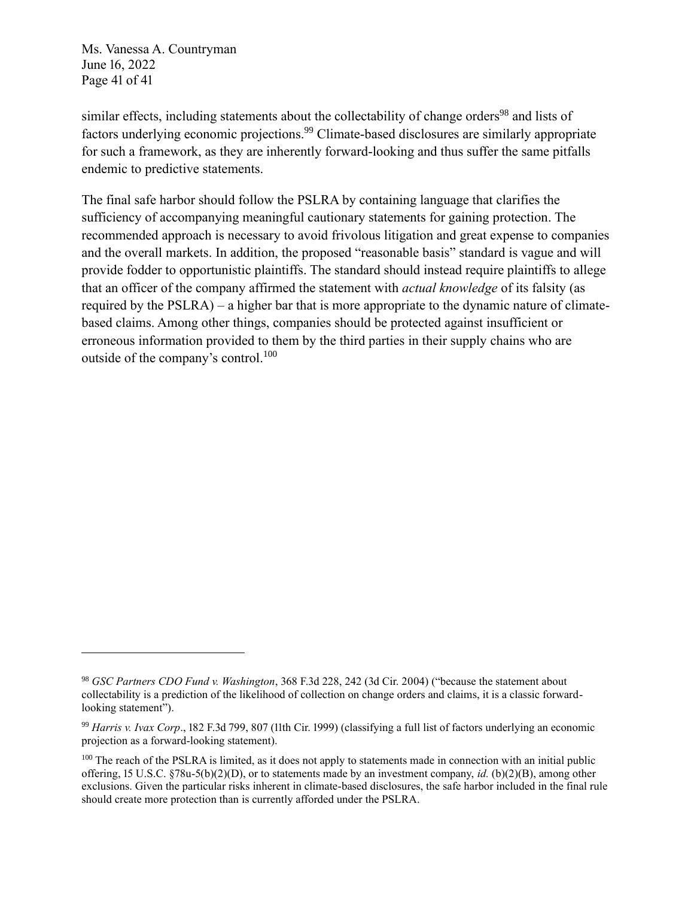similar effects, including statements about the collectability of change orders[98] and lists of factors underlying economic projections.[99] Climate-based disclosures are similarly appropriate for such a framework, as they are inherently forward-looking and thus suffer the same pitfalls endemic to predictive statements.

The final safe harbor should follow the PSLRA by containing language that clarifies the sufficiency of accompanying meaningful cautionary statements for gaining protection. The recommended approach is necessary to avoid frivolous litigation and great expense to companies and the overall markets. In addition, the proposed "reasonable basis" standard is vague and will provide fodder to opportunistic plaintiffs. The standard should instead require plaintiffs to allege that an officer of the company affirmed the statement with *actual knowledge* of its falsity (as required by the PSLRA) – a higher bar that is more appropriate to the dynamic nature of climate-based claims. Among other things, companies should be protected against insufficient or erroneous information provided to them by the third parties in their supply chains who are outside of the company's control.[100]

---

[98] *GSC Partners CDO Fund v. Washington*, 368 F.3d 228, 242 (3d Cir. 2004) ("because the statement about collectability is a prediction of the likelihood of collection on change orders and claims, it is a classic forward-looking statement").

[99] *Harris v. Ivax Corp*., 182 F.3d 799, 807 (11th Cir. 1999) (classifying a full list of factors underlying an economic projection as a forward-looking statement).

[100] The reach of the PSLRA is limited, as it does not apply to statements made in connection with an initial public offering, 15 U.S.C. §78u-5(b)(2)(D), or to statements made by an investment company, *id.* (b)(2)(B), among other exclusions. Given the particular risks inherent in climate-based disclosures, the safe harbor included in the final rule should create more protection than is currently afforded under the PSLRA.